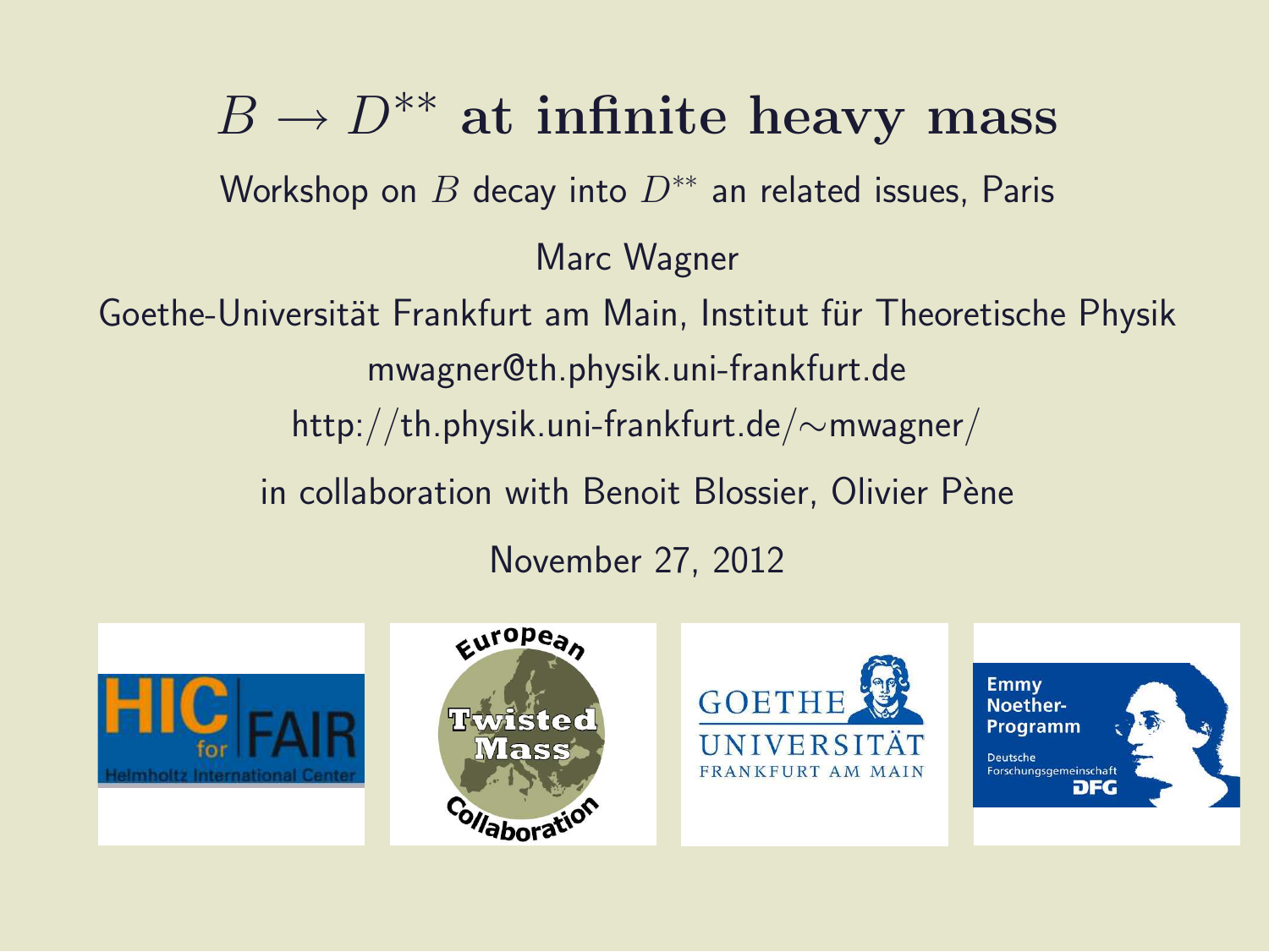# $B \to D^{**}$ at infinite heavy mass

Workshop on $B$ decay into $D^{**}$ an related issues, Paris

Marc Wagner

Goethe-Universität Frankfurt am Main, Institut für Theoretische Physik

mwagner@th.physik.uni-frankfurt.de

http://th.physik.uni-frankfurt.de/∼mwagner/

in collaboration with Benoit Blossier, Olivier Pène

November 27, 2012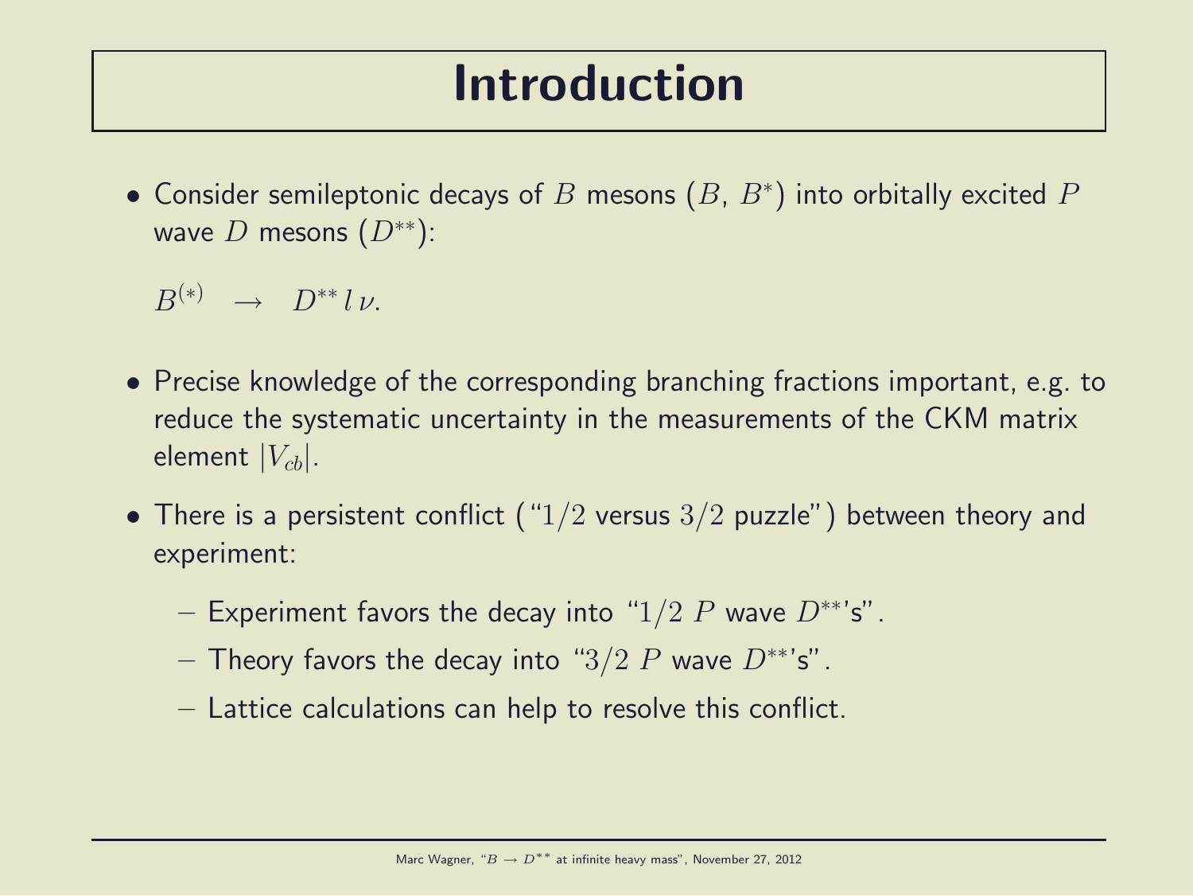# Introduction

- Consider semileptonic decays of $B$ mesons ($B$, $B^*$) into orbitally excited $P$ wave $D$ mesons ($D^{**}$):

  $$B^{(*)} \quad \rightarrow \quad D^{**} \, l \, \nu.$$

- Precise knowledge of the corresponding branching fractions important, e.g. to reduce the systematic uncertainty in the measurements of the CKM matrix element $|V_{cb}|$.
- There is a persistent conflict ("$1/2$ versus $3/2$ puzzle") between theory and experiment:
  - Experiment favors the decay into "$1/2$ $P$ wave $D^{**}$'s".
  - Theory favors the decay into "$3/2$ $P$ wave $D^{**}$'s".
  - Lattice calculations can help to resolve this conflict.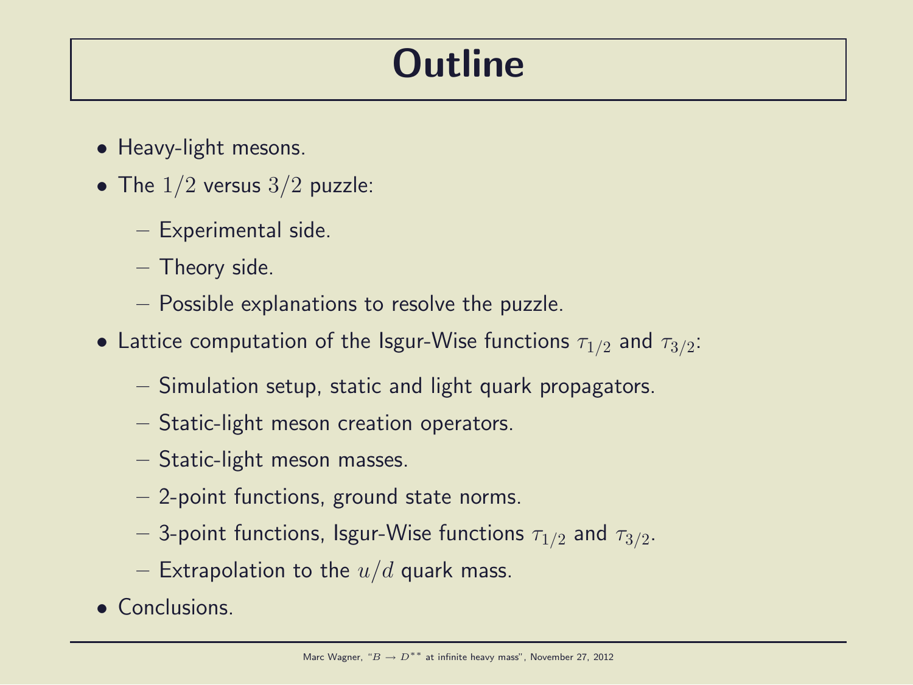# Outline

- Heavy-light mesons.
- The $1/2$ versus $3/2$ puzzle:
  - Experimental side.
  - Theory side.
  - Possible explanations to resolve the puzzle.
- Lattice computation of the Isgur-Wise functions $\tau_{1/2}$ and $\tau_{3/2}$:
  - Simulation setup, static and light quark propagators.
  - Static-light meson creation operators.
  - Static-light meson masses.
  - 2-point functions, ground state norms.
  - 3-point functions, Isgur-Wise functions $\tau_{1/2}$ and $\tau_{3/2}$.
  - Extrapolation to the $u/d$ quark mass.
- Conclusions.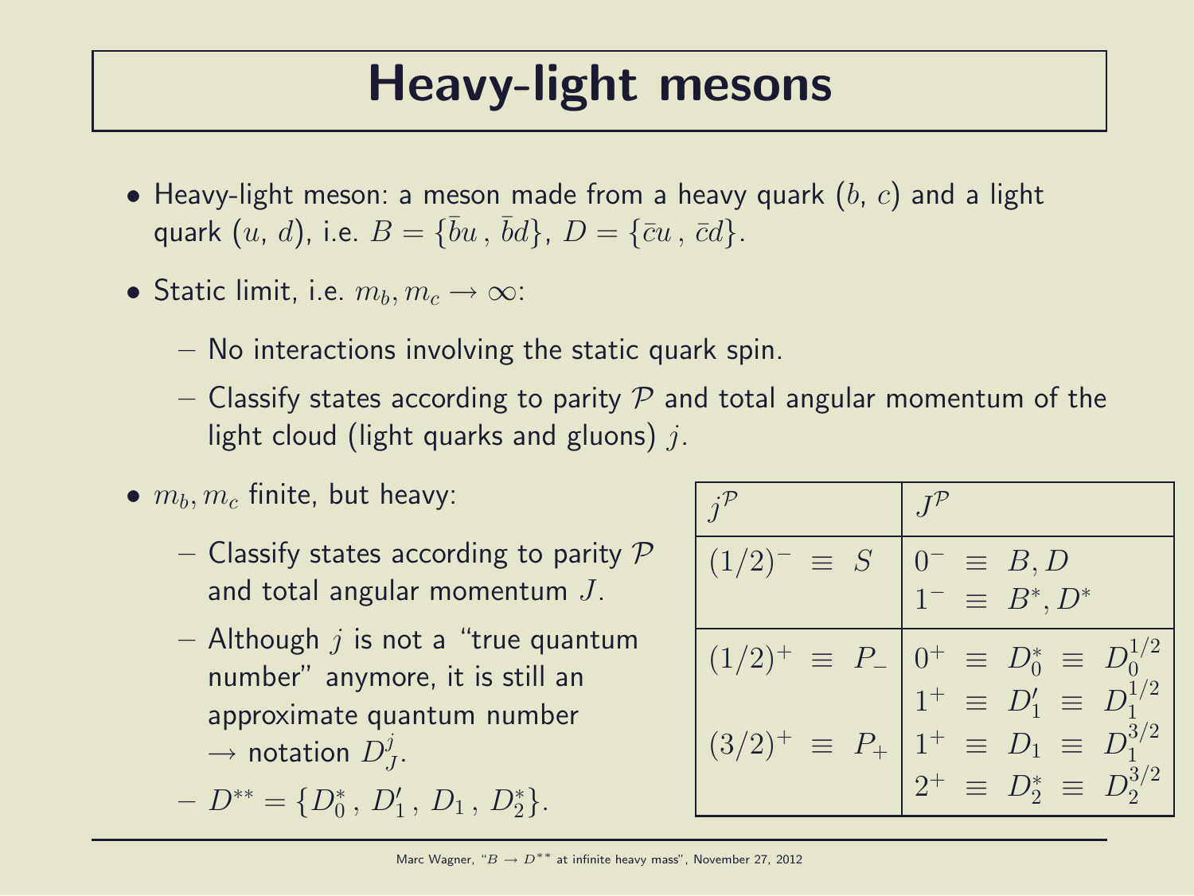# Heavy-light mesons

- Heavy-light meson: a meson made from a heavy quark ($b$, $c$) and a light quark ($u$, $d$), i.e. $B = \{\bar{b}u\,,\,\bar{b}d\}$, $D = \{\bar{c}u\,,\,\bar{c}d\}$.
- Static limit, i.e. $m_b, m_c \rightarrow \infty$:
  - No interactions involving the static quark spin.
  - Classify states according to parity $\mathcal{P}$ and total angular momentum of the light cloud (light quarks and gluons) $j$.
- $m_b, m_c$ finite, but heavy:
  - Classify states according to parity $\mathcal{P}$ and total angular momentum $J$.
  - Although $j$ is not a "true quantum number" anymore, it is still an approximate quantum number $\rightarrow$ notation $D_J^j$.
  - $D^{**} = \{D_0^*\,,\,D_1'\,,\,D_1\,,\,D_2^*\}$.

| $j^\mathcal{P}$ | $J^\mathcal{P}$ |
|---|---|
| $(1/2)^- \equiv S$ | $0^- \equiv B, D$<br>$1^- \equiv B^*, D^*$ |
| $(1/2)^+ \equiv P_-$ | $0^+ \equiv D_0^* \equiv D_0^{1/2}$<br>$1^+ \equiv D_1' \equiv D_1^{1/2}$ |
| $(3/2)^+ \equiv P_+$ | $1^+ \equiv D_1 \equiv D_1^{3/2}$<br>$2^+ \equiv D_2^* \equiv D_2^{3/2}$ |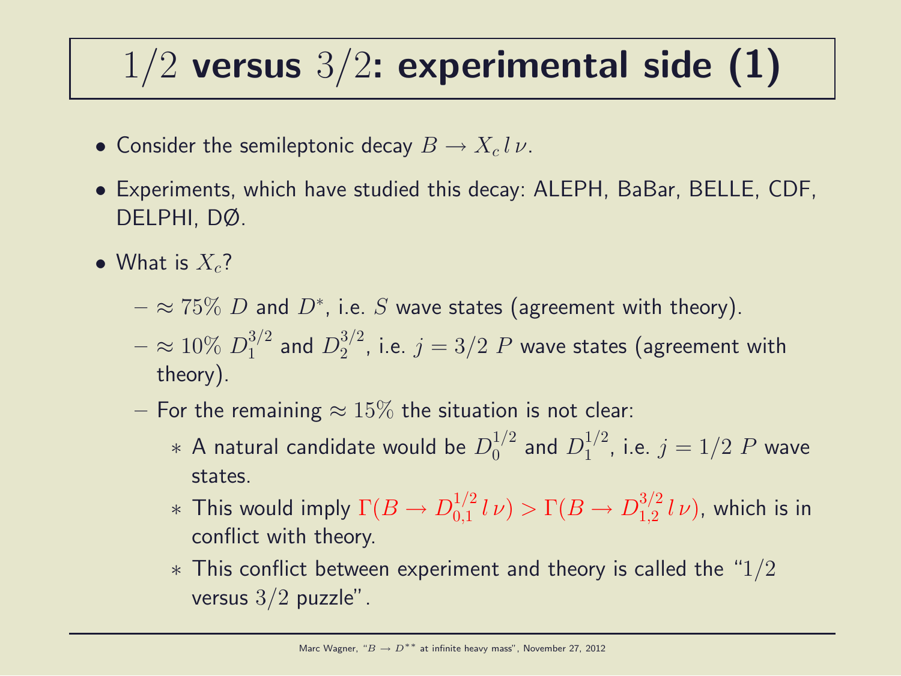# $1/2$ **versus** $3/2$**: experimental side (1)**

- Consider the semileptonic decay $B \rightarrow X_c \, l \, \nu$.
- Experiments, which have studied this decay: ALEPH, BaBar, BELLE, CDF, DELPHI, DØ.
- What is $X_c$?
  - $\approx 75\%$ $D$ and $D^*$, i.e. $S$ wave states (agreement with theory).
  - $\approx 10\%$ $D_1^{3/2}$ and $D_2^{3/2}$, i.e. $j = 3/2$ $P$ wave states (agreement with theory).
  - For the remaining $\approx 15\%$ the situation is not clear:
    * A natural candidate would be $D_0^{1/2}$ and $D_1^{1/2}$, i.e. $j = 1/2$ $P$ wave states.
    * This would imply $\Gamma(B \rightarrow D_{0,1}^{1/2} \, l \, \nu) > \Gamma(B \rightarrow D_{1,2}^{3/2} \, l \, \nu)$, which is in conflict with theory.
    * This conflict between experiment and theory is called the "$1/2$ versus $3/2$ puzzle".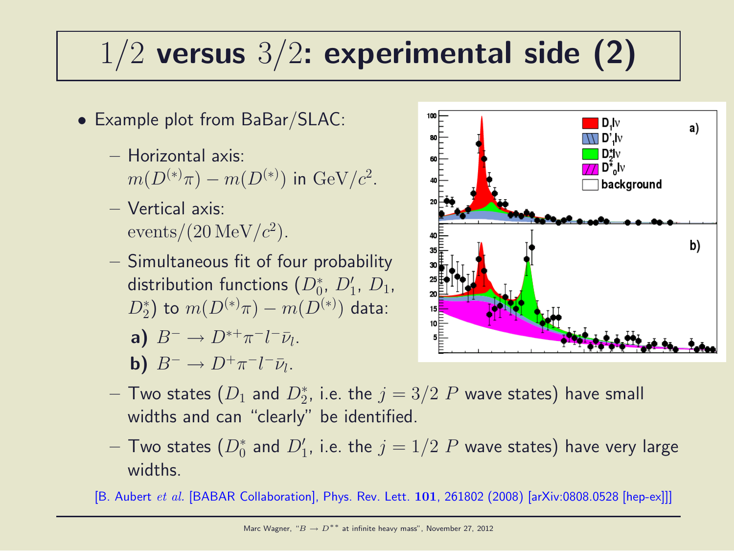# $1/2$ versus $3/2$: experimental side (2)

- Example plot from BaBar/SLAC:
  - Horizontal axis: $m(D^{(*)}\pi) - m(D^{(*)})$ in $\text{GeV}/c^2$.
  - Vertical axis: $\text{events}/(20\,\text{MeV}/c^2)$.
  - Simultaneous fit of four probability distribution functions ($D_0^*$, $D_1'$, $D_1$, $D_2^*$) to $m(D^{(*)}\pi) - m(D^{(*)})$ data:

    **a)** $B^- \rightarrow D^{*+}\pi^- l^- \bar{\nu}_l$.

    **b)** $B^- \rightarrow D^+\pi^- l^- \bar{\nu}_l$.
  - Two states ($D_1$ and $D_2^*$, i.e. the $j = 3/2$ $P$ wave states) have small widths and can "clearly" be identified.
  - Two states ($D_0^*$ and $D_1'$, i.e. the $j = 1/2$ $P$ wave states) have very large widths.

[B. Aubert *et al.* [BABAR Collaboration], Phys. Rev. Lett. **101**, 261802 (2008) [arXiv:0808.0528 [hep-ex]]]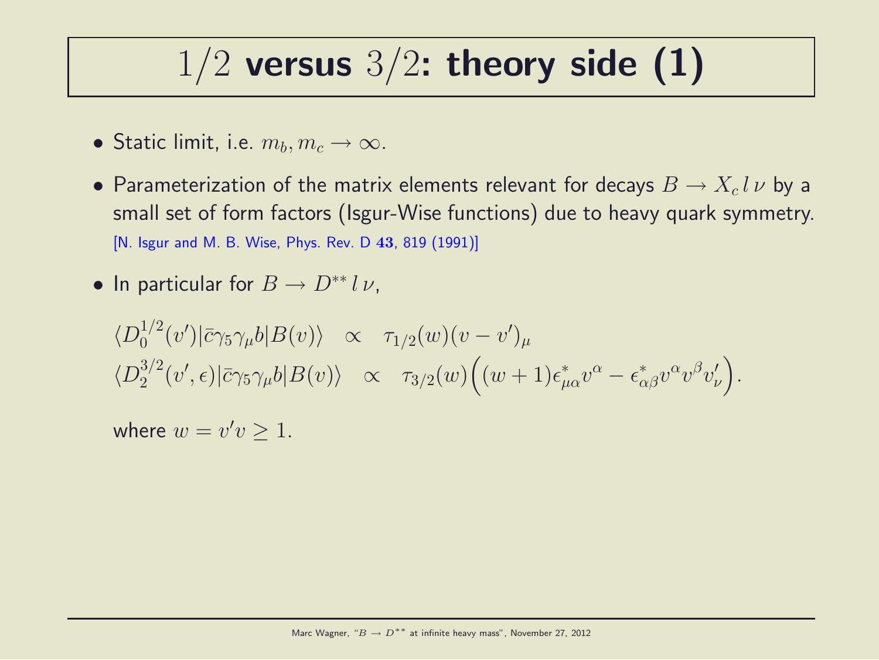# $1/2$ versus $3/2$: theory side (1)

- Static limit, i.e. $m_b, m_c \rightarrow \infty$.
- Parameterization of the matrix elements relevant for decays $B \rightarrow X_c \, l \, \nu$ by a small set of form factors (Isgur-Wise functions) due to heavy quark symmetry.
  [N. Isgur and M. B. Wise, Phys. Rev. D **43**, 819 (1991)]
- In particular for $B \rightarrow D^{**} \, l \, \nu$,

$$\langle D_0^{1/2}(v') | \bar{c}\gamma_5\gamma_\mu b | B(v) \rangle \quad \propto \quad \tau_{1/2}(w)(v - v')_\mu$$

$$\langle D_2^{3/2}(v', \epsilon) | \bar{c}\gamma_5\gamma_\mu b | B(v) \rangle \quad \propto \quad \tau_{3/2}(w)\Big((w+1)\epsilon^*_{\mu\alpha} v^\alpha - \epsilon^*_{\alpha\beta} v^\alpha v^\beta v'_\nu\Big).$$

where $w = v'v \geq 1$.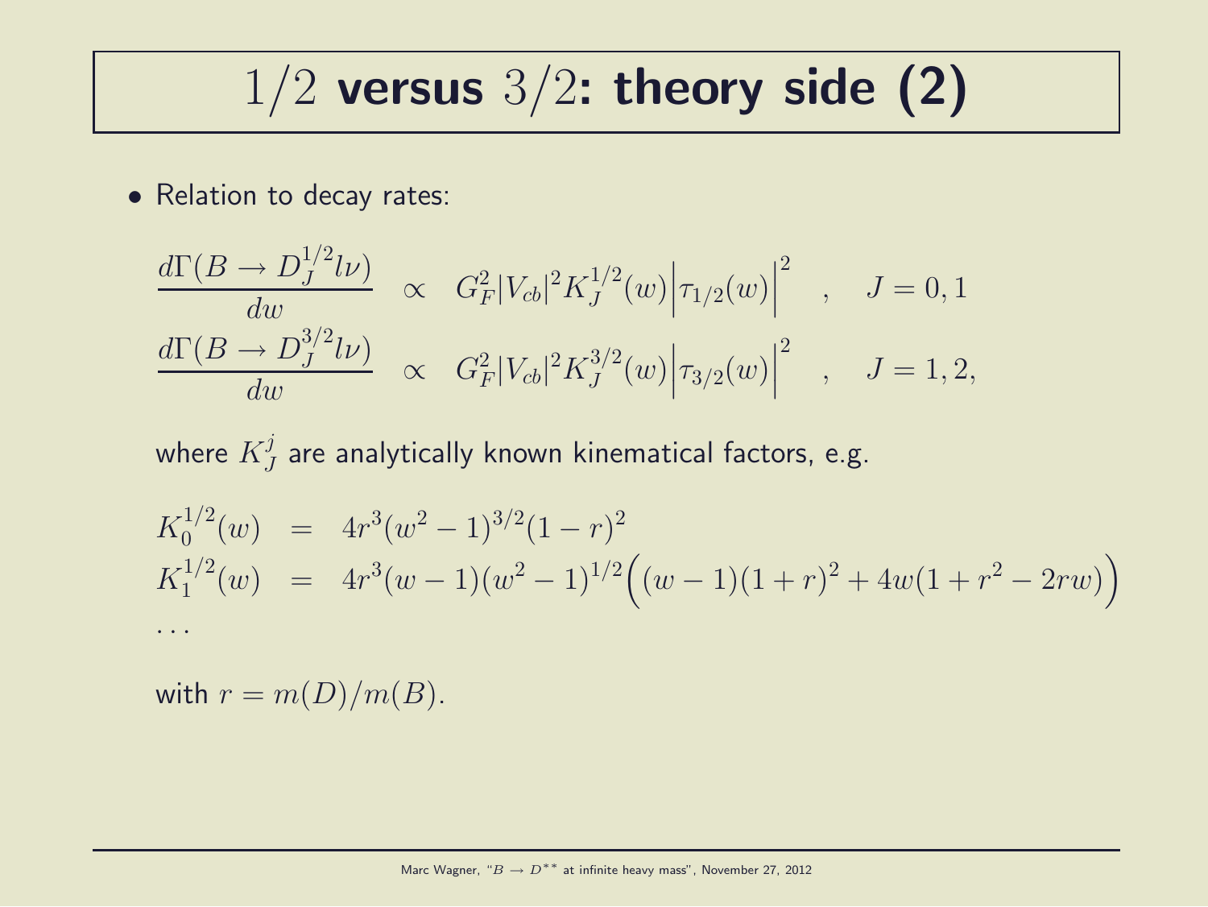# $1/2$ versus $3/2$: theory side (2)

- Relation to decay rates:

$$
\begin{aligned}
\frac{d\Gamma(B \rightarrow D_J^{1/2} l\nu)}{dw} &\propto G_F^2 |V_{cb}|^2 K_J^{1/2}(w) \Big|\tau_{1/2}(w)\Big|^2 \quad , \quad J = 0, 1 \\
\frac{d\Gamma(B \rightarrow D_J^{3/2} l\nu)}{dw} &\propto G_F^2 |V_{cb}|^2 K_J^{3/2}(w) \Big|\tau_{3/2}(w)\Big|^2 \quad , \quad J = 1, 2,
\end{aligned}
$$

  where $K_J^j$ are analytically known kinematical factors, e.g.

$$
\begin{aligned}
K_0^{1/2}(w) &= 4r^3(w^2-1)^{3/2}(1-r)^2 \\
K_1^{1/2}(w) &= 4r^3(w-1)(w^2-1)^{1/2}\Big((w-1)(1+r)^2 + 4w(1+r^2-2rw)\Big) \\
&\ldots
\end{aligned}
$$

  with $r = m(D)/m(B)$.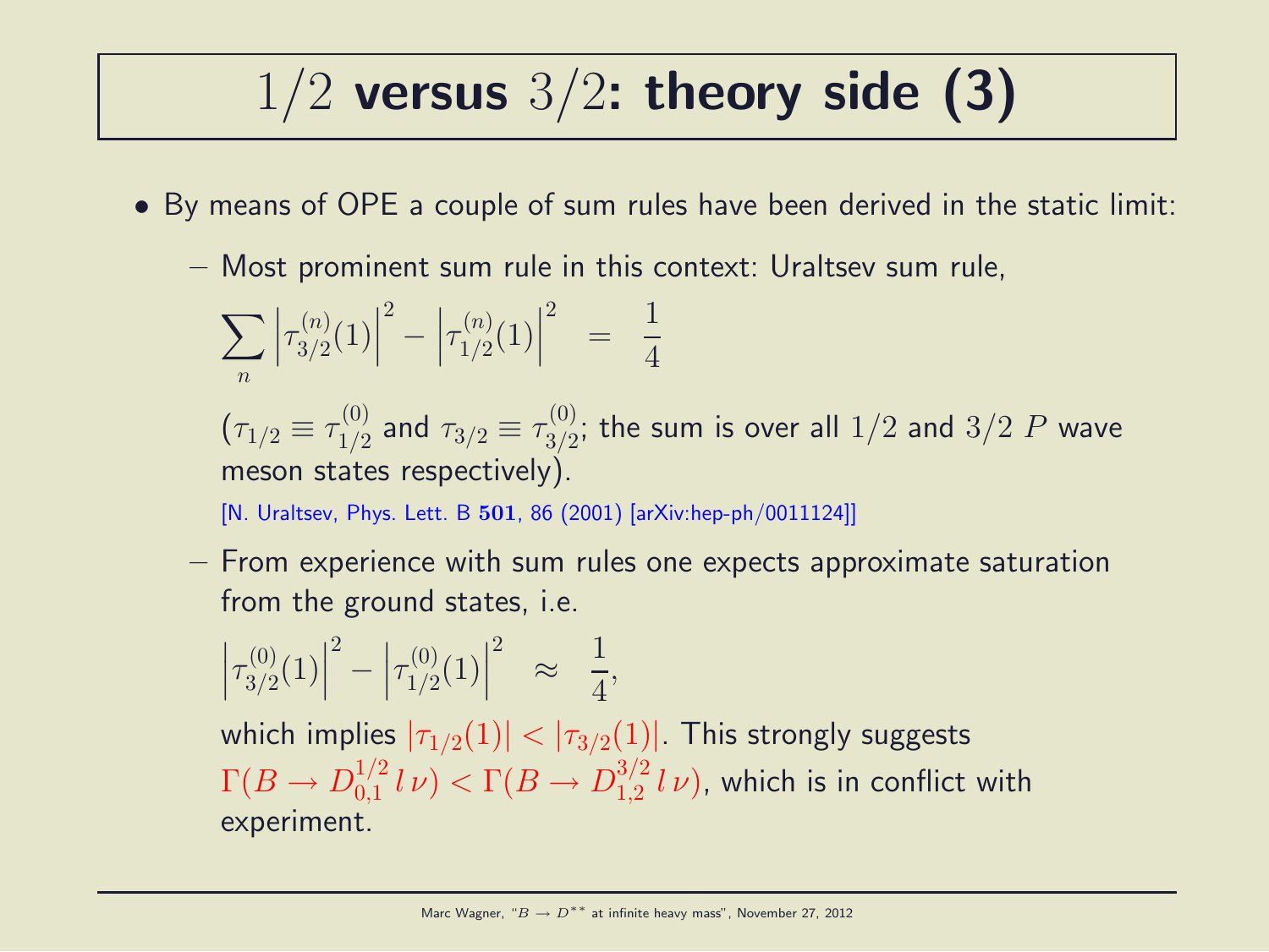# $1/2$ versus $3/2$: theory side (3)

- By means of OPE a couple of sum rules have been derived in the static limit:
  - Most prominent sum rule in this context: Uraltsev sum rule,

    $$\sum_n \left|\tau_{3/2}^{(n)}(1)\right|^2 - \left|\tau_{1/2}^{(n)}(1)\right|^2 \;\; = \;\; \frac{1}{4}$$

    ($\tau_{1/2} \equiv \tau_{1/2}^{(0)}$ and $\tau_{3/2} \equiv \tau_{3/2}^{(0)}$; the sum is over all $1/2$ and $3/2$ $P$ wave meson states respectively).

    [N. Uraltsev, Phys. Lett. B **501**, 86 (2001) [arXiv:hep-ph/0011124]]

  - From experience with sum rules one expects approximate saturation from the ground states, i.e.

    $$\left|\tau_{3/2}^{(0)}(1)\right|^2 - \left|\tau_{1/2}^{(0)}(1)\right|^2 \;\; \approx \;\; \frac{1}{4},$$

    which implies $|\tau_{1/2}(1)| < |\tau_{3/2}(1)|$. This strongly suggests $\Gamma(B \rightarrow D_{0,1}^{1/2}\, l\, \nu) < \Gamma(B \rightarrow D_{1,2}^{3/2}\, l\, \nu)$, which is in conflict with experiment.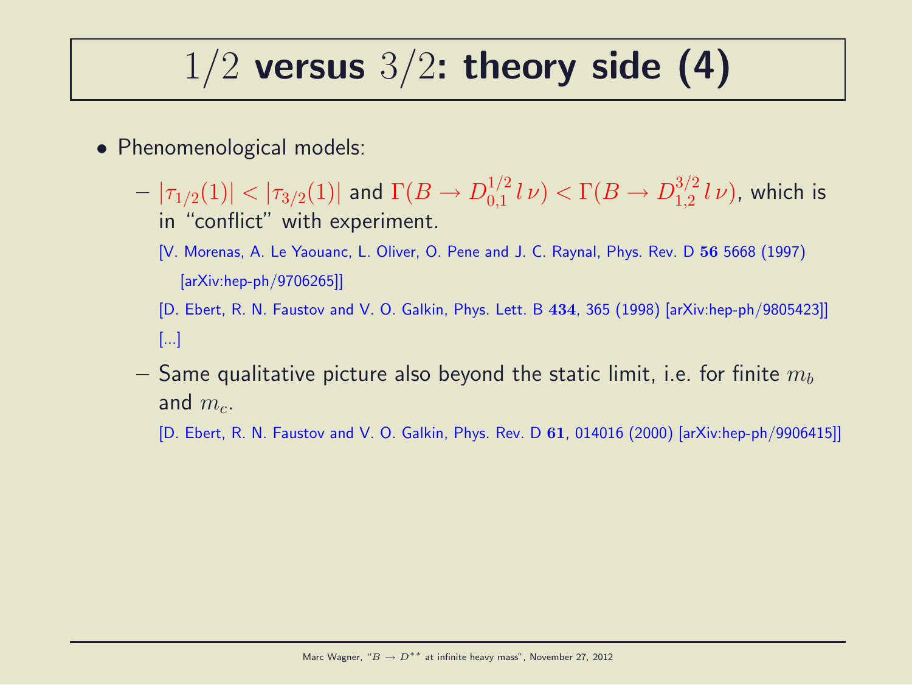# $1/2$ versus $3/2$: theory side (4)

- Phenomenological models:
  - $|\tau_{1/2}(1)| < |\tau_{3/2}(1)|$ and $\Gamma(B \rightarrow D_{0,1}^{1/2}\, l\, \nu) < \Gamma(B \rightarrow D_{1,2}^{3/2}\, l\, \nu)$, which is in "conflict" with experiment.

    [V. Morenas, A. Le Yaouanc, L. Oliver, O. Pene and J. C. Raynal, Phys. Rev. D **56** 5668 (1997) [arXiv:hep-ph/9706265]]

    [D. Ebert, R. N. Faustov and V. O. Galkin, Phys. Lett. B **434**, 365 (1998) [arXiv:hep-ph/9805423]]

    [...]
  - Same qualitative picture also beyond the static limit, i.e. for finite $m_b$ and $m_c$.

    [D. Ebert, R. N. Faustov and V. O. Galkin, Phys. Rev. D **61**, 014016 (2000) [arXiv:hep-ph/9906415]]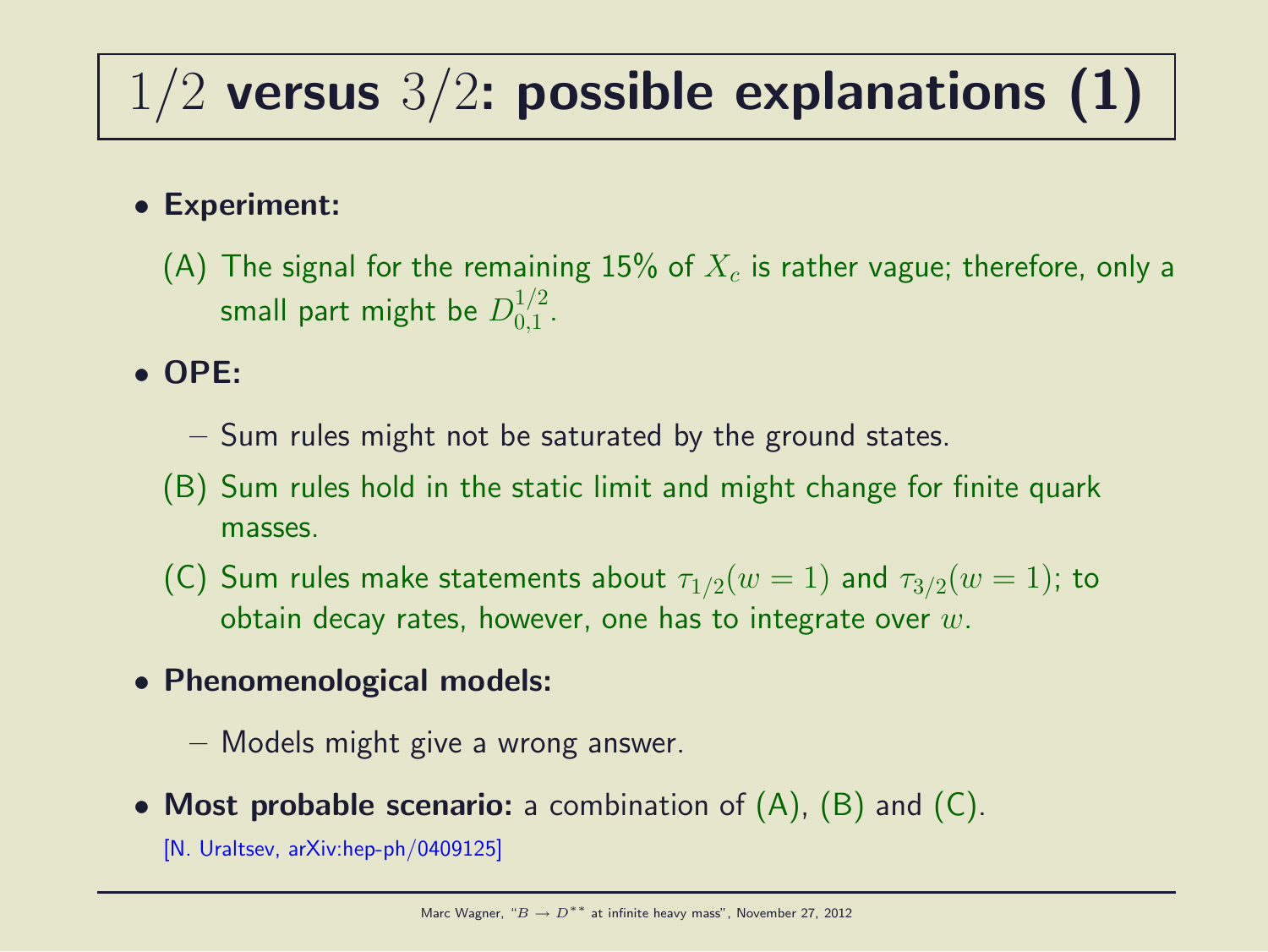# $1/2$ versus $3/2$: possible explanations (1)

- **Experiment:**
  - (A) The signal for the remaining 15% of $X_c$ is rather vague; therefore, only a small part might be $D_{0,1}^{1/2}$.
- **OPE:**
  - – Sum rules might not be saturated by the ground states.
  - (B) Sum rules hold in the static limit and might change for finite quark masses.
  - (C) Sum rules make statements about $\tau_{1/2}(w=1)$ and $\tau_{3/2}(w=1)$; to obtain decay rates, however, one has to integrate over $w$.
- **Phenomenological models:**
  - – Models might give a wrong answer.
- **Most probable scenario:** a combination of (A), (B) and (C).

  [N. Uraltsev, arXiv:hep-ph/0409125]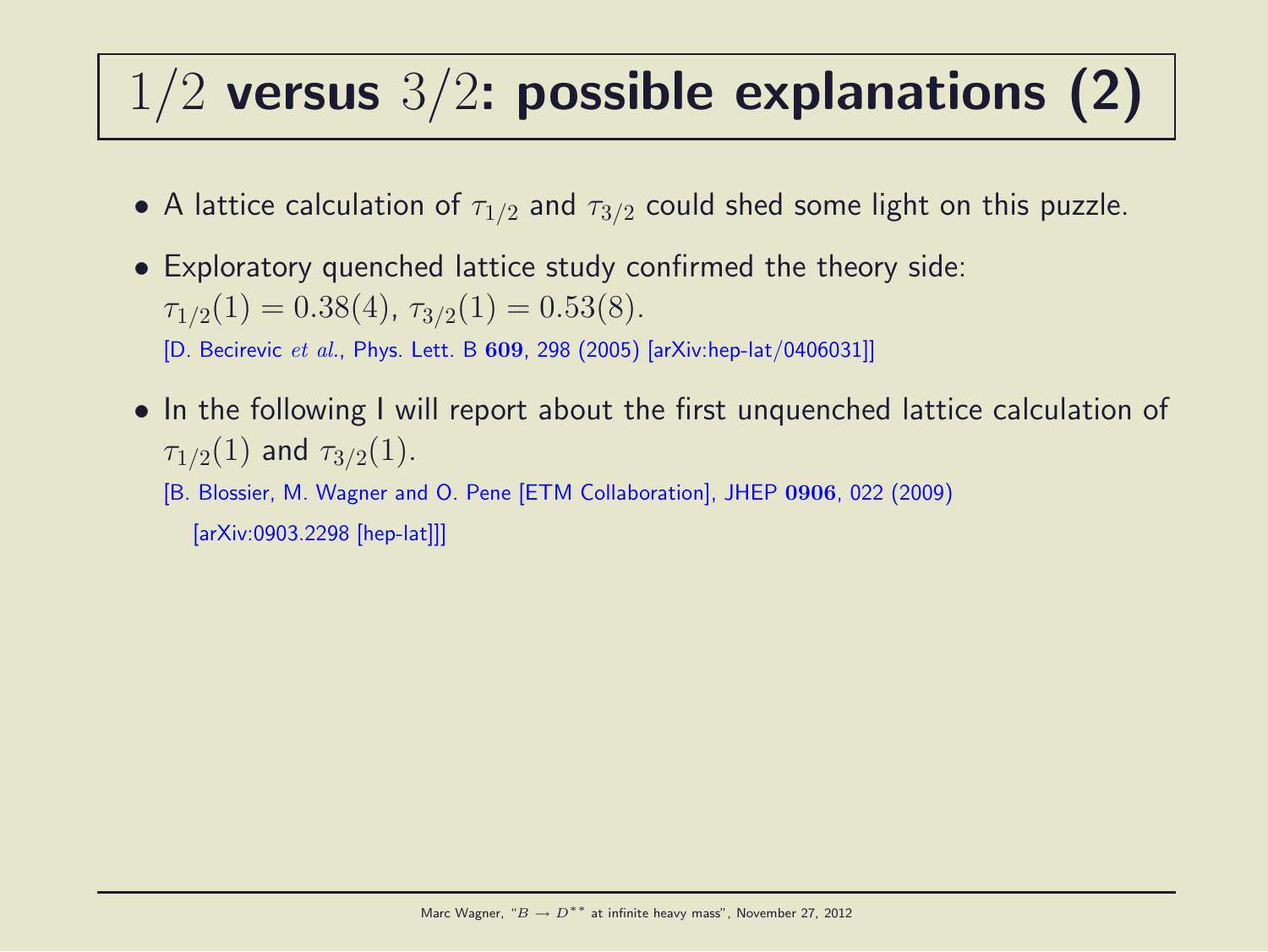# $1/2$ **versus** $3/2$: **possible explanations (2)**

- A lattice calculation of $\tau_{1/2}$ and $\tau_{3/2}$ could shed some light on this puzzle.
- Exploratory quenched lattice study confirmed the theory side: $\tau_{1/2}(1) = 0.38(4)$, $\tau_{3/2}(1) = 0.53(8)$.
  [D. Becirevic *et al.*, Phys. Lett. B **609**, 298 (2005) [arXiv:hep-lat/0406031]]
- In the following I will report about the first unquenched lattice calculation of $\tau_{1/2}(1)$ and $\tau_{3/2}(1)$.
  [B. Blossier, M. Wagner and O. Pene [ETM Collaboration], JHEP **0906**, 022 (2009) [arXiv:0903.2298 [hep-lat]]]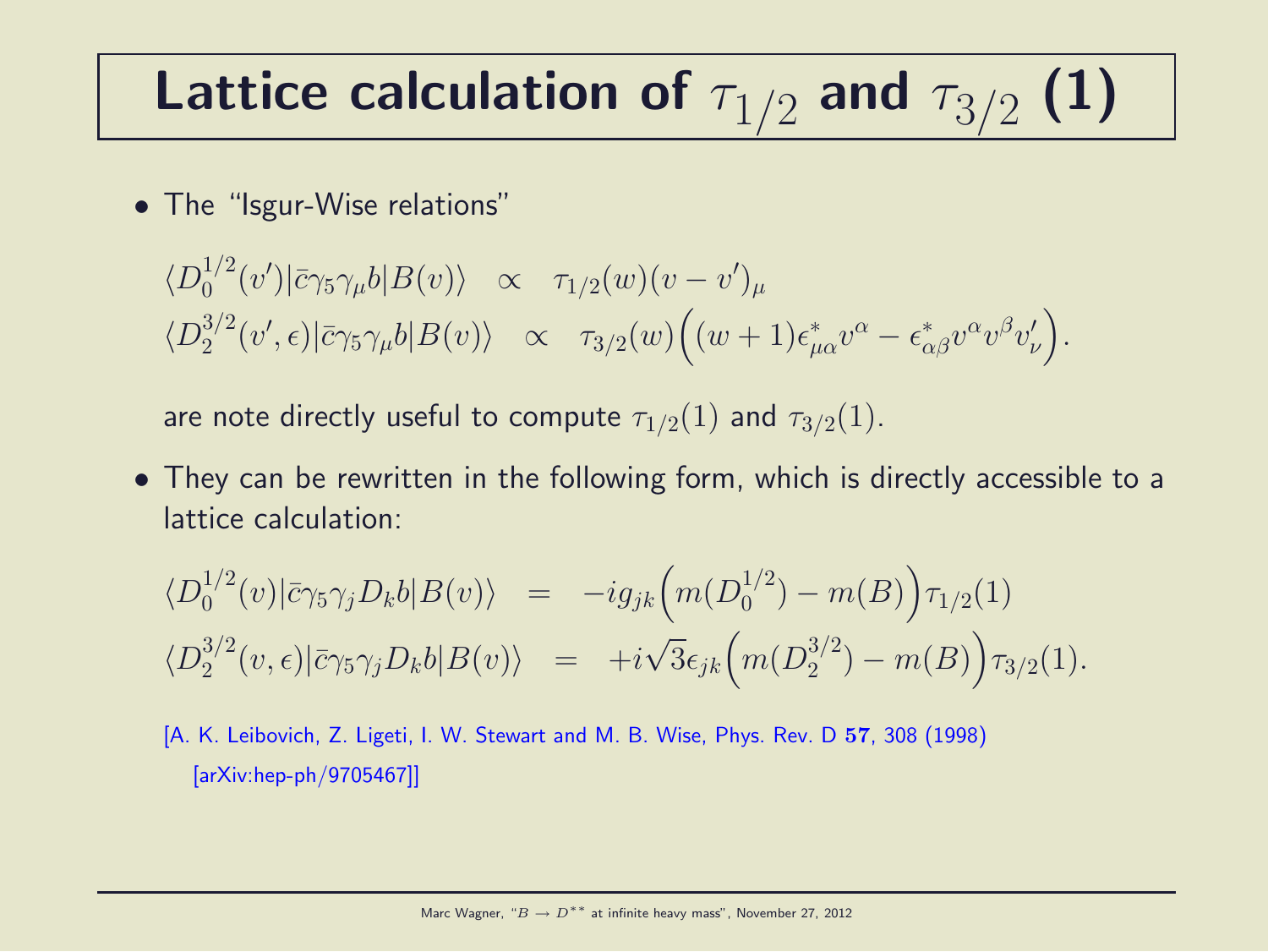# Lattice calculation of $\tau_{1/2}$ and $\tau_{3/2}$ (1)

- The "Isgur-Wise relations"

$$\begin{aligned}
\langle D_0^{1/2}(v')|\bar{c}\gamma_5\gamma_\mu b|B(v)\rangle &\propto \tau_{1/2}(w)(v-v')_\mu \\
\langle D_2^{3/2}(v',\epsilon)|\bar{c}\gamma_5\gamma_\mu b|B(v)\rangle &\propto \tau_{3/2}(w)\Big((w+1)\epsilon^*_{\mu\alpha}v^\alpha - \epsilon^*_{\alpha\beta}v^\alpha v^\beta v'_\nu\Big).
\end{aligned}$$

  are note directly useful to compute $\tau_{1/2}(1)$ and $\tau_{3/2}(1)$.

- They can be rewritten in the following form, which is directly accessible to a lattice calculation:

$$\begin{aligned}
\langle D_0^{1/2}(v)|\bar{c}\gamma_5\gamma_j D_k b|B(v)\rangle &= -ig_{jk}\Big(m(D_0^{1/2}) - m(B)\Big)\tau_{1/2}(1) \\
\langle D_2^{3/2}(v,\epsilon)|\bar{c}\gamma_5\gamma_j D_k b|B(v)\rangle &= +i\sqrt{3}\epsilon_{jk}\Big(m(D_2^{3/2}) - m(B)\Big)\tau_{3/2}(1).
\end{aligned}$$

[A. K. Leibovich, Z. Ligeti, I. W. Stewart and M. B. Wise, Phys. Rev. D **57**, 308 (1998) [arXiv:hep-ph/9705467]]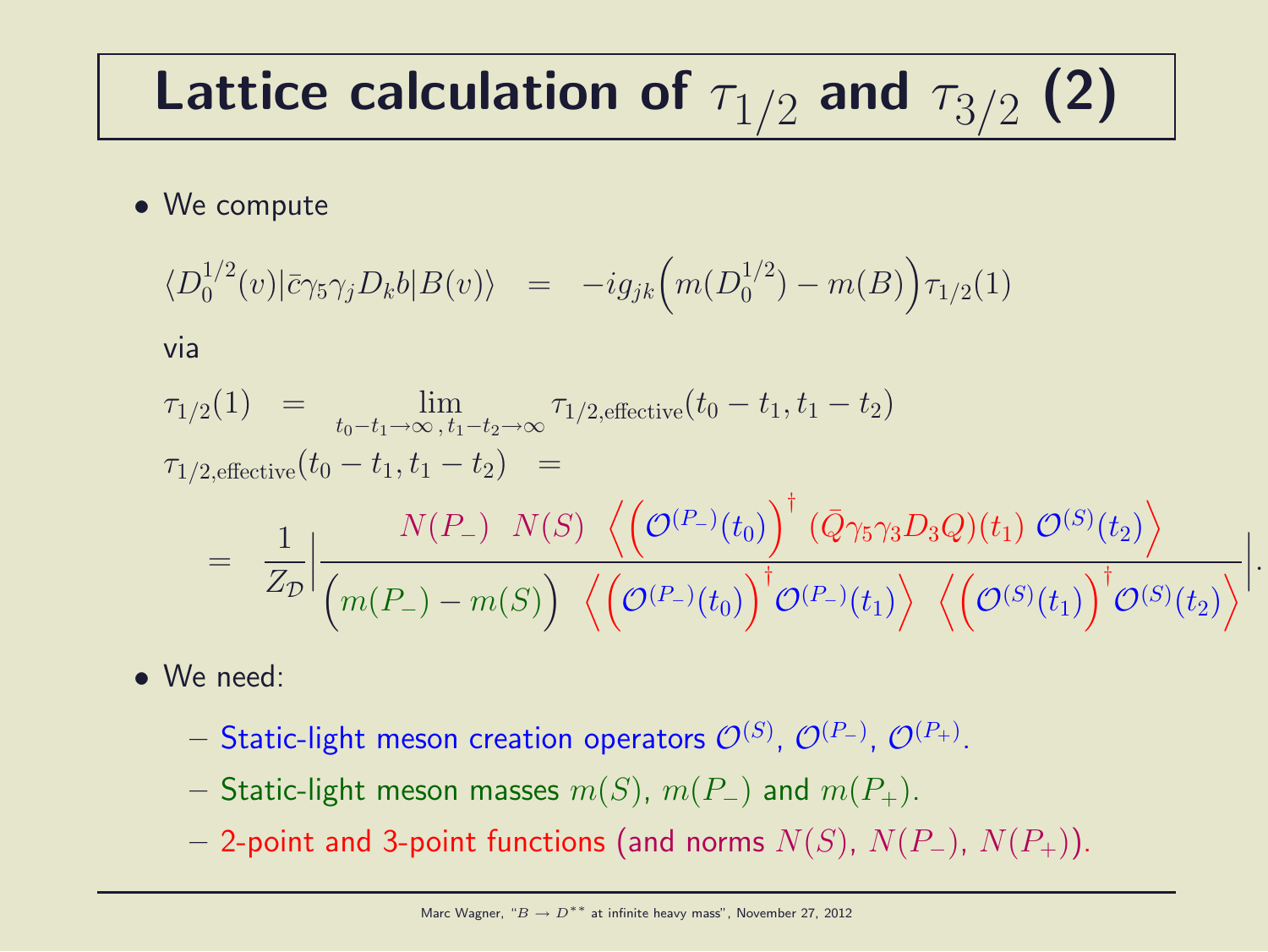# Lattice calculation of $\tau_{1/2}$ and $\tau_{3/2}$ (2)

- We compute

$$\langle D_0^{1/2}(v)|\bar{c}\gamma_5\gamma_j D_k b|B(v)\rangle \quad = \quad -ig_{jk}\Big(m(D_0^{1/2}) - m(B)\Big)\tau_{1/2}(1)$$

via

$$\tau_{1/2}(1) \quad = \quad \lim_{t_0 - t_1 \rightarrow \infty\,,\, t_1 - t_2 \rightarrow \infty} \tau_{1/2,\text{effective}}(t_0 - t_1, t_1 - t_2)$$

$$\tau_{1/2,\text{effective}}(t_0 - t_1, t_1 - t_2) \quad =$$

$$= \quad \frac{1}{Z_{\mathcal{D}}}\left|\frac{N(P_-) \;\; N(S) \;\; \Big\langle \Big(\mathcal{O}^{(P_-)}(t_0)\Big)^\dagger \; (\bar{Q}\gamma_5\gamma_3 D_3 Q)(t_1) \; \mathcal{O}^{(S)}(t_2)\Big\rangle}{\Big(m(P_-) - m(S)\Big) \;\; \Big\langle \Big(\mathcal{O}^{(P_-)}(t_0)\Big)^\dagger \mathcal{O}^{(P_-)}(t_1)\Big\rangle \;\; \Big\langle \Big(\mathcal{O}^{(S)}(t_1)\Big)^\dagger \mathcal{O}^{(S)}(t_2)\Big\rangle}\right|.$$

- We need:
  - Static-light meson creation operators $\mathcal{O}^{(S)}$, $\mathcal{O}^{(P_-)}$, $\mathcal{O}^{(P_+)}$.
  - Static-light meson masses $m(S)$, $m(P_-)$ and $m(P_+)$.
  - 2-point and 3-point functions (and norms $N(S)$, $N(P_-)$, $N(P_+)$).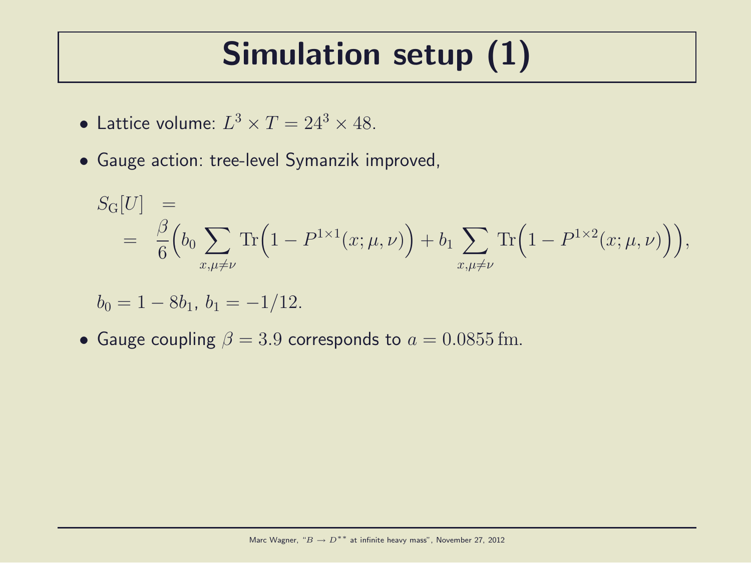# Simulation setup (1)

- Lattice volume: $L^3 \times T = 24^3 \times 48$.
- Gauge action: tree-level Symanzik improved,

$$
\begin{aligned}
S_{\mathrm{G}}[U] \quad &= \\
&= \quad \frac{\beta}{6}\bigg(b_0 \sum_{x,\mu\neq\nu} \mathrm{Tr}\Big(1 - P^{1\times 1}(x;\mu,\nu)\Big) + b_1 \sum_{x,\mu\neq\nu} \mathrm{Tr}\Big(1 - P^{1\times 2}(x;\mu,\nu)\Big)\bigg),
\end{aligned}
$$

  $b_0 = 1 - 8b_1$, $b_1 = -1/12$.

- Gauge coupling $\beta = 3.9$ corresponds to $a = 0.0855\,\mathrm{fm}$.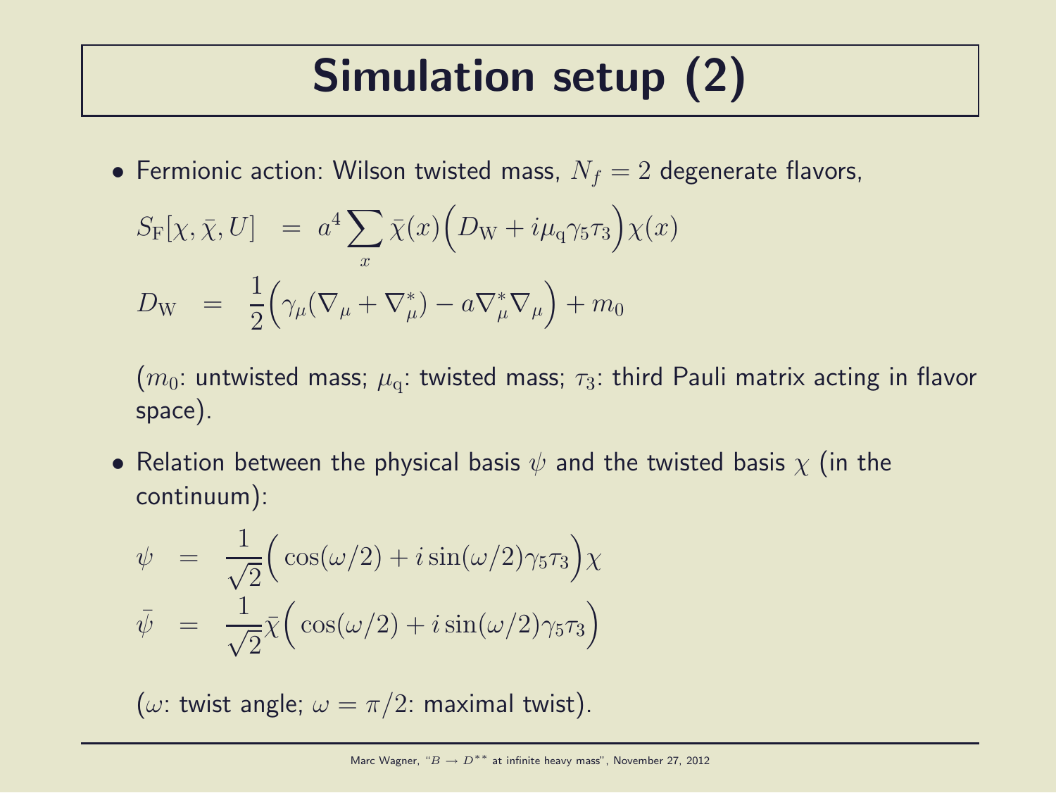# Simulation setup (2)

- Fermionic action: Wilson twisted mass, $N_f = 2$ degenerate flavors,

$$S_\mathrm{F}[\chi, \bar{\chi}, U] = a^4 \sum_x \bar{\chi}(x) \Big( D_\mathrm{W} + i \mu_\mathrm{q} \gamma_5 \tau_3 \Big) \chi(x)$$

$$D_\mathrm{W} = \frac{1}{2} \Big( \gamma_\mu (\nabla_\mu + \nabla^*_\mu) - a \nabla^*_\mu \nabla_\mu \Big) + m_0$$

  ($m_0$: untwisted mass; $\mu_\mathrm{q}$: twisted mass; $\tau_3$: third Pauli matrix acting in flavor space).

- Relation between the physical basis $\psi$ and the twisted basis $\chi$ (in the continuum):

$$\psi = \frac{1}{\sqrt{2}} \Big( \cos(\omega/2) + i \sin(\omega/2) \gamma_5 \tau_3 \Big) \chi$$

$$\bar{\psi} = \frac{1}{\sqrt{2}} \bar{\chi} \Big( \cos(\omega/2) + i \sin(\omega/2) \gamma_5 \tau_3 \Big)$$

  ($\omega$: twist angle; $\omega = \pi/2$: maximal twist).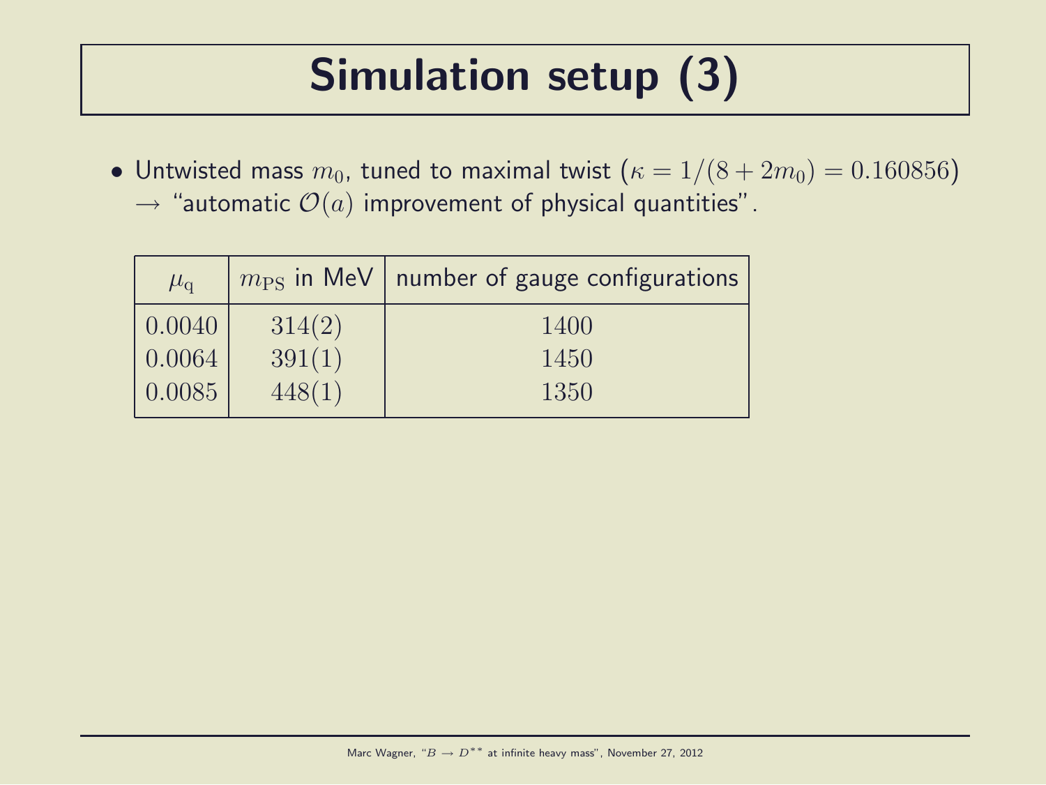# Simulation setup (3)

- Untwisted mass $m_0$, tuned to maximal twist ($\kappa = 1/(8 + 2m_0) = 0.160856$) $\rightarrow$ "automatic $\mathcal{O}(a)$ improvement of physical quantities".

| $\mu_q$ | $m_{PS}$ in MeV | number of gauge configurations |
|---|---|---|
| $0.0040$ | $314(2)$ | $1400$ |
| $0.0064$ | $391(1)$ | $1450$ |
| $0.0085$ | $448(1)$ | $1350$ |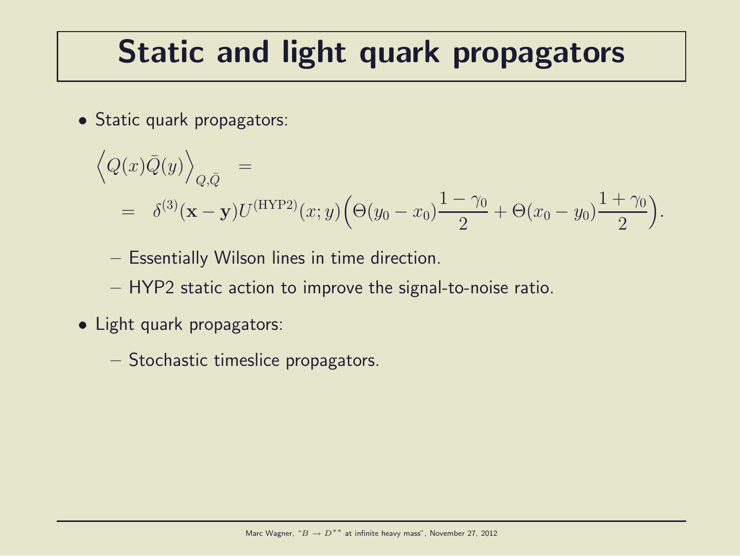# Static and light quark propagators

- Static quark propagators:

$$\Big\langle Q(x)\bar{Q}(y)\Big\rangle_{Q,\bar{Q}} = \\ = \delta^{(3)}(\mathbf{x}-\mathbf{y})U^{(\mathrm{HYP2})}(x;y)\Big(\Theta(y_0-x_0)\frac{1-\gamma_0}{2}+\Theta(x_0-y_0)\frac{1+\gamma_0}{2}\Big).$$

  - Essentially Wilson lines in time direction.
  - HYP2 static action to improve the signal-to-noise ratio.

- Light quark propagators:
  - Stochastic timeslice propagators.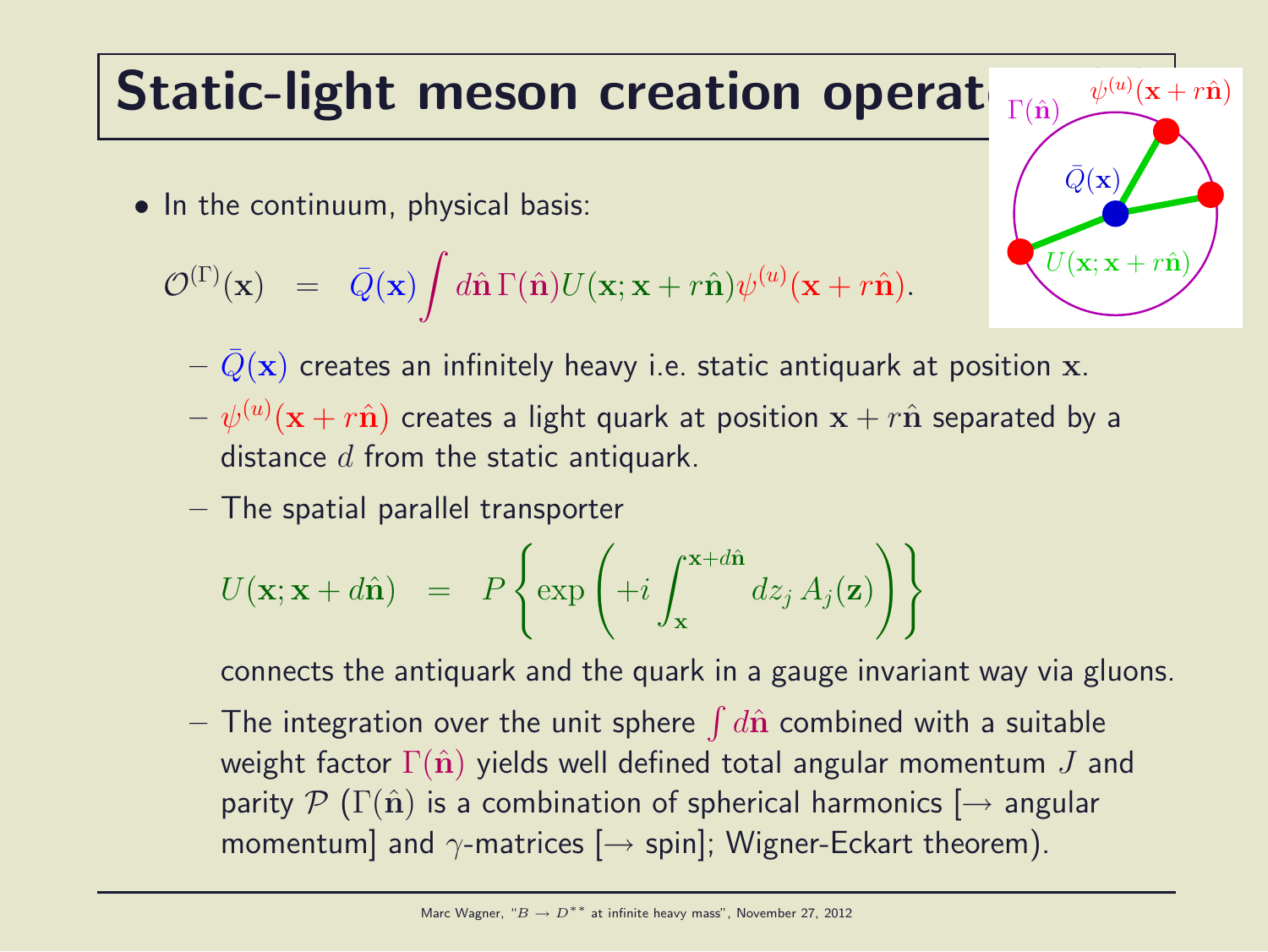# Static-light meson creation operators

- In the continuum, physical basis:

$$\mathcal{O}^{(\Gamma)}(\mathbf{x}) \;\; = \;\; \bar{Q}(\mathbf{x}) \int d\hat{\mathbf{n}} \, \Gamma(\hat{\mathbf{n}}) U(\mathbf{x}; \mathbf{x} + r\hat{\mathbf{n}}) \psi^{(u)}(\mathbf{x} + r\hat{\mathbf{n}}).$$

  - $\bar{Q}(\mathbf{x})$ creates an infinitely heavy i.e. static antiquark at position $\mathbf{x}$.
  - $\psi^{(u)}(\mathbf{x} + r\hat{\mathbf{n}})$ creates a light quark at position $\mathbf{x} + r\hat{\mathbf{n}}$ separated by a distance $d$ from the static antiquark.
  - The spatial parallel transporter

$$U(\mathbf{x}; \mathbf{x} + d\hat{\mathbf{n}}) \;\; = \;\; P\left\{ \exp\left( +i \int_{\mathbf{x}}^{\mathbf{x}+d\hat{\mathbf{n}}} dz_j \, A_j(\mathbf{z}) \right) \right\}$$

    connects the antiquark and the quark in a gauge invariant way via gluons.
  - The integration over the unit sphere $\int d\hat{\mathbf{n}}$ combined with a suitable weight factor $\Gamma(\hat{\mathbf{n}})$ yields well defined total angular momentum $J$ and parity $\mathcal{P}$ ($\Gamma(\hat{\mathbf{n}})$ is a combination of spherical harmonics [$\rightarrow$ angular momentum] and $\gamma$-matrices [$\rightarrow$ spin]; Wigner-Eckart theorem).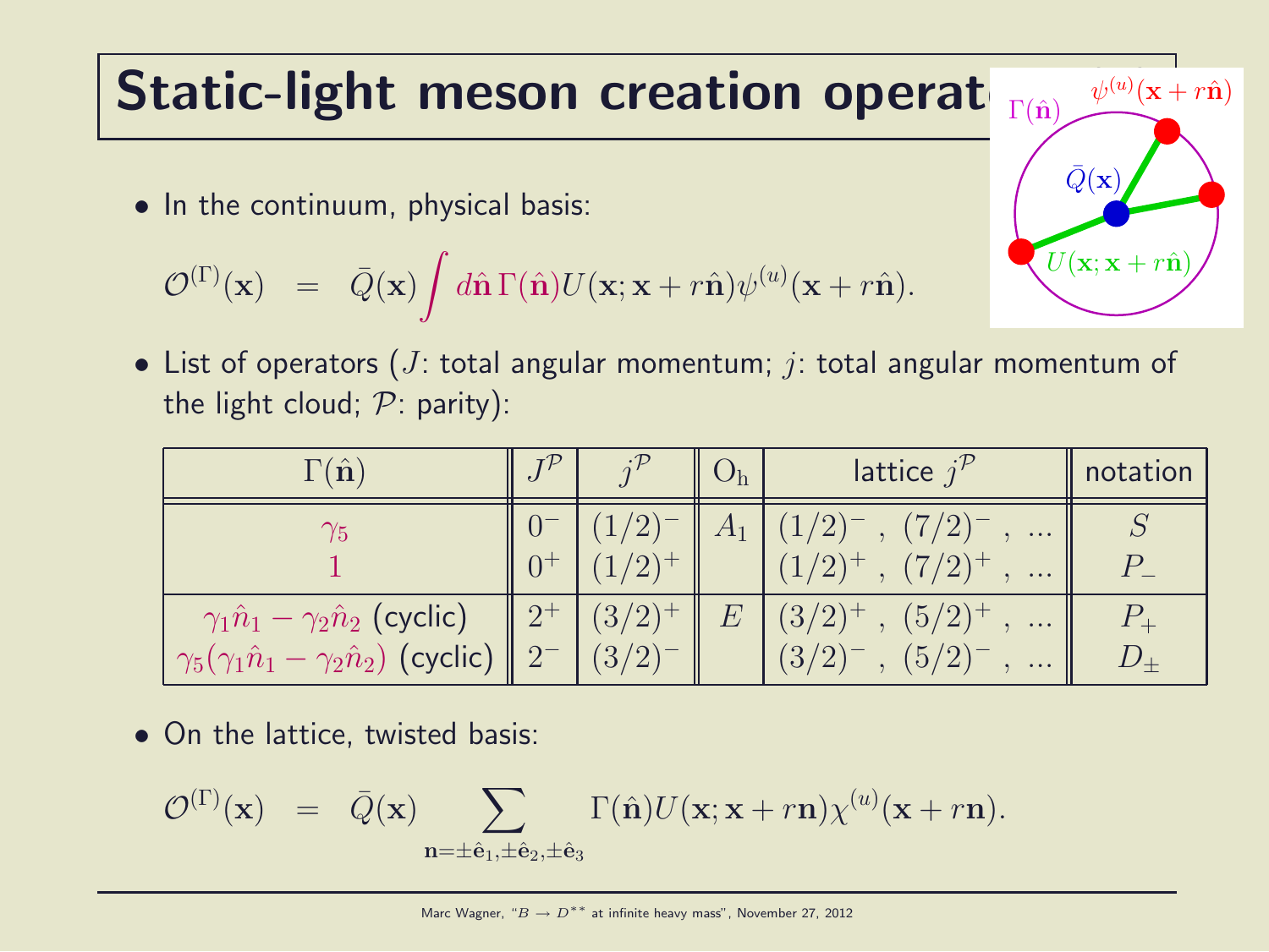# Static-light meson creation operators

- In the continuum, physical basis:

$$\mathcal{O}^{(\Gamma)}(\mathbf{x}) \;\; = \;\; \bar{Q}(\mathbf{x}) \int d\hat{\mathbf{n}}\, \Gamma(\hat{\mathbf{n}}) U(\mathbf{x}; \mathbf{x} + r\hat{\mathbf{n}}) \psi^{(u)}(\mathbf{x} + r\hat{\mathbf{n}}).$$

- List of operators ($J$: total angular momentum; $j$: total angular momentum of the light cloud; $\mathcal{P}$: parity):

| $\Gamma(\hat{\mathbf{n}})$ | $J^{\mathcal{P}}$ | $j^{\mathcal{P}}$ | $\mathrm{O_h}$ | lattice $j^{\mathcal{P}}$ | notation |
|---|---|---|---|---|---|
| $\gamma_5$ | $0^-$ | $(1/2)^-$ | $A_1$ | $(1/2)^-$ , $(7/2)^-$ , ... | $S$ |
| $1$ | $0^+$ | $(1/2)^+$ | | $(1/2)^+$ , $(7/2)^+$ , ... | $P_-$ |
| $\gamma_1\hat{n}_1 - \gamma_2\hat{n}_2$ (cyclic) | $2^+$ | $(3/2)^+$ | $E$ | $(3/2)^+$ , $(5/2)^+$ , ... | $P_+$ |
| $\gamma_5(\gamma_1\hat{n}_1 - \gamma_2\hat{n}_2)$ (cyclic) | $2^-$ | $(3/2)^-$ | | $(3/2)^-$ , $(5/2)^-$ , ... | $D_\pm$ |

- On the lattice, twisted basis:

$$\mathcal{O}^{(\Gamma)}(\mathbf{x}) \;\; = \;\; \bar{Q}(\mathbf{x}) \sum_{\mathbf{n}=\pm\hat{\mathbf{e}}_1,\pm\hat{\mathbf{e}}_2,\pm\hat{\mathbf{e}}_3} \Gamma(\hat{\mathbf{n}}) U(\mathbf{x}; \mathbf{x} + r\mathbf{n}) \chi^{(u)}(\mathbf{x} + r\mathbf{n}).$$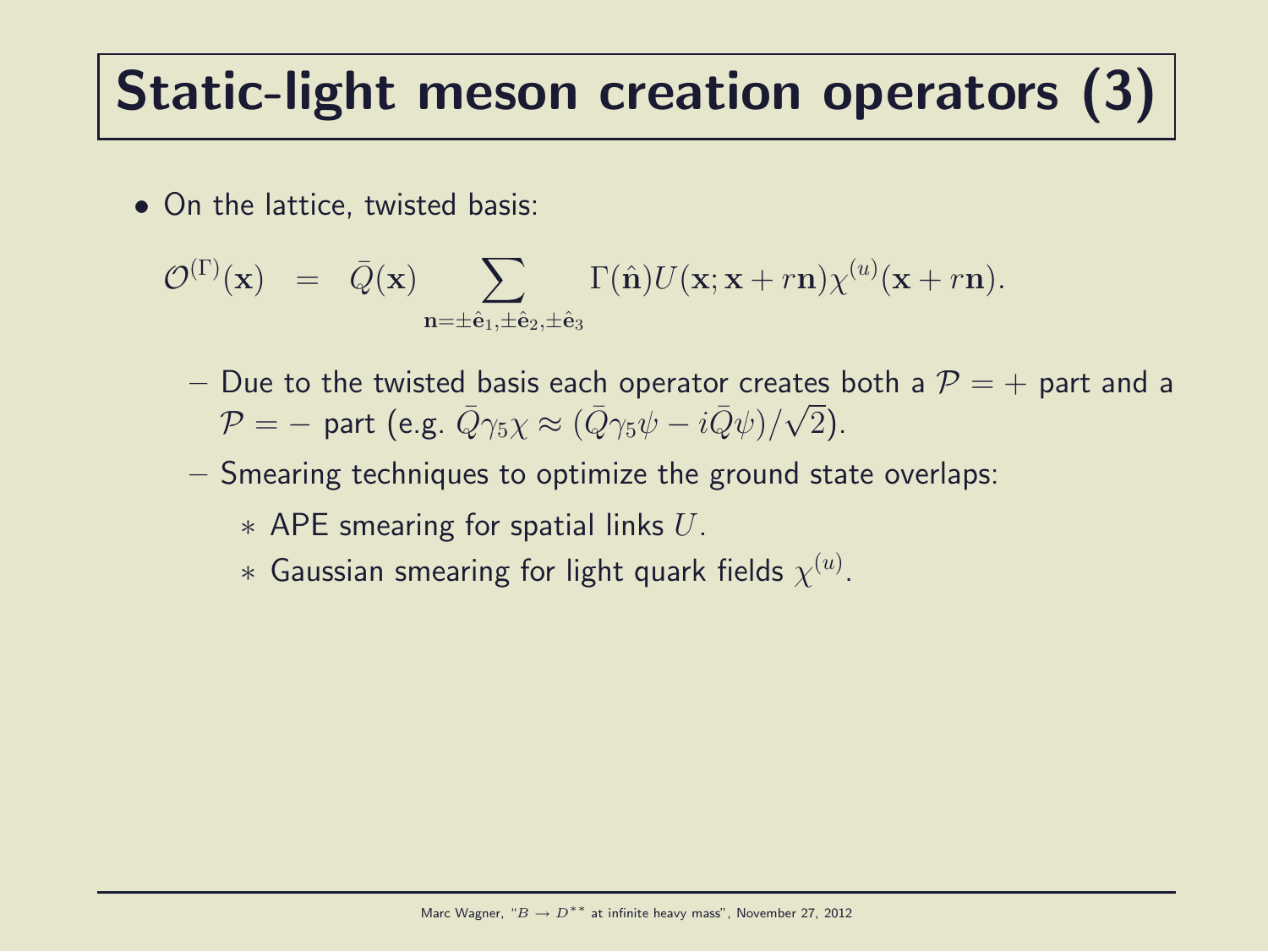# Static-light meson creation operators (3)

- On the lattice, twisted basis:

$$\mathcal{O}^{(\Gamma)}(\mathbf{x}) \;\; = \;\; \bar{Q}(\mathbf{x}) \sum_{\mathbf{n}=\pm\hat{\mathbf{e}}_1,\pm\hat{\mathbf{e}}_2,\pm\hat{\mathbf{e}}_3} \Gamma(\hat{\mathbf{n}}) U(\mathbf{x};\mathbf{x}+r\mathbf{n}) \chi^{(u)}(\mathbf{x}+r\mathbf{n}).$$

  - Due to the twisted basis each operator creates both a $\mathcal{P} = +$ part and a $\mathcal{P} = -$ part (e.g. $\bar{Q}\gamma_5\chi \approx (\bar{Q}\gamma_5\psi - i\bar{Q}\psi)/\sqrt{2}$).
  - Smearing techniques to optimize the ground state overlaps:
    * APE smearing for spatial links $U$.
    * Gaussian smearing for light quark fields $\chi^{(u)}$.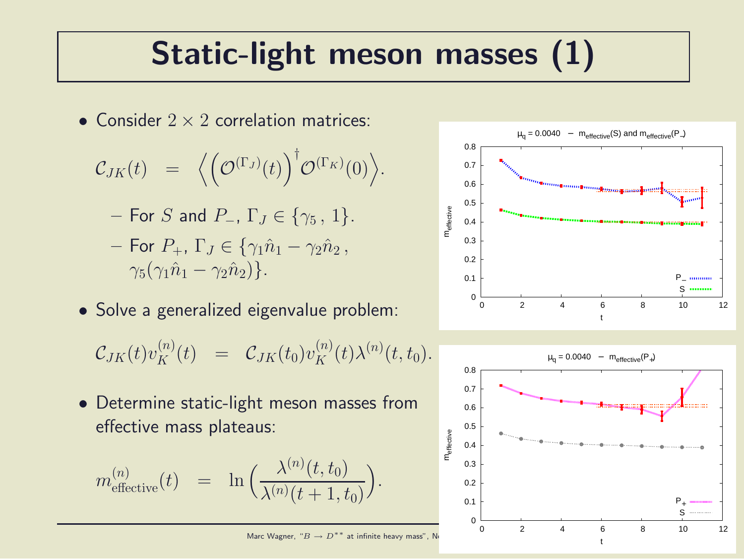# Static-light meson masses (1)

- Consider $2 \times 2$ correlation matrices:

$$\mathcal{C}_{JK}(t) \;\; = \;\; \Big\langle \Big(\mathcal{O}^{(\Gamma_J)}(t)\Big)^\dagger \mathcal{O}^{(\Gamma_K)}(0) \Big\rangle.$$

  - For $S$ and $P_-$, $\Gamma_J \in \{\gamma_5\,,\,1\}$.
  - For $P_+$, $\Gamma_J \in \{\gamma_1 \hat{n}_1 - \gamma_2 \hat{n}_2\,,\, \gamma_5(\gamma_1 \hat{n}_1 - \gamma_2 \hat{n}_2)\}$.

- Solve a generalized eigenvalue problem:

$$\mathcal{C}_{JK}(t) v_K^{(n)}(t) \;\; = \;\; \mathcal{C}_{JK}(t_0) v_K^{(n)}(t) \lambda^{(n)}(t, t_0).$$

- Determine static-light meson masses from effective mass plateaus:

$$m^{(n)}_{\textrm{effective}}(t) \;\; = \;\; \ln\bigg(\frac{\lambda^{(n)}(t, t_0)}{\lambda^{(n)}(t+1, t_0)}\bigg).$$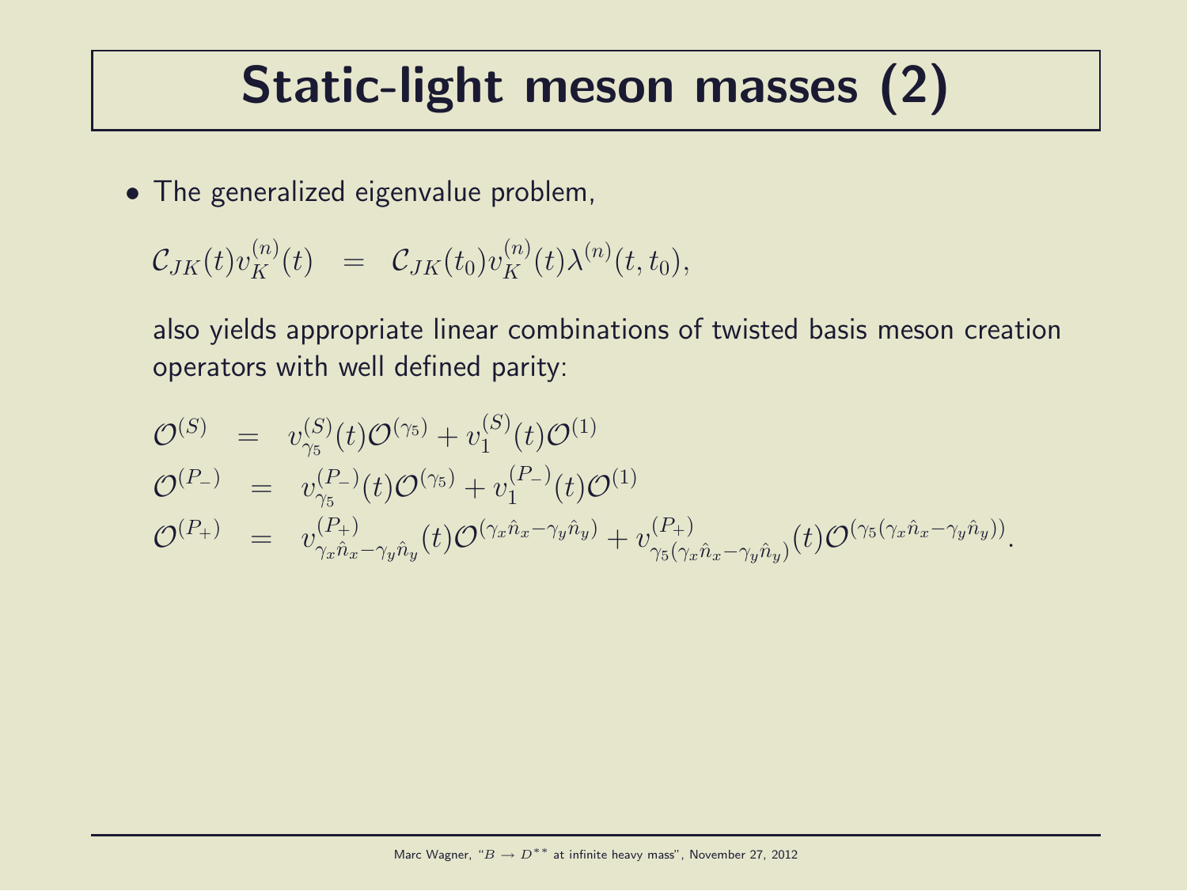# Static-light meson masses (2)

- The generalized eigenvalue problem,

$$\mathcal{C}_{JK}(t) v_K^{(n)}(t) \quad = \quad \mathcal{C}_{JK}(t_0) v_K^{(n)}(t) \lambda^{(n)}(t, t_0),$$

  also yields appropriate linear combinations of twisted basis meson creation operators with well defined parity:

$$\begin{aligned}
\mathcal{O}^{(S)} &= v_{\gamma_5}^{(S)}(t) \mathcal{O}^{(\gamma_5)} + v_1^{(S)}(t) \mathcal{O}^{(1)} \\
\mathcal{O}^{(P_-)} &= v_{\gamma_5}^{(P_-)}(t) \mathcal{O}^{(\gamma_5)} + v_1^{(P_-)}(t) \mathcal{O}^{(1)} \\
\mathcal{O}^{(P_+)} &= v_{\gamma_x \hat{n}_x - \gamma_y \hat{n}_y}^{(P_+)}(t) \mathcal{O}^{(\gamma_x \hat{n}_x - \gamma_y \hat{n}_y)} + v_{\gamma_5(\gamma_x \hat{n}_x - \gamma_y \hat{n}_y)}^{(P_+)}(t) \mathcal{O}^{(\gamma_5(\gamma_x \hat{n}_x - \gamma_y \hat{n}_y))}.
\end{aligned}$$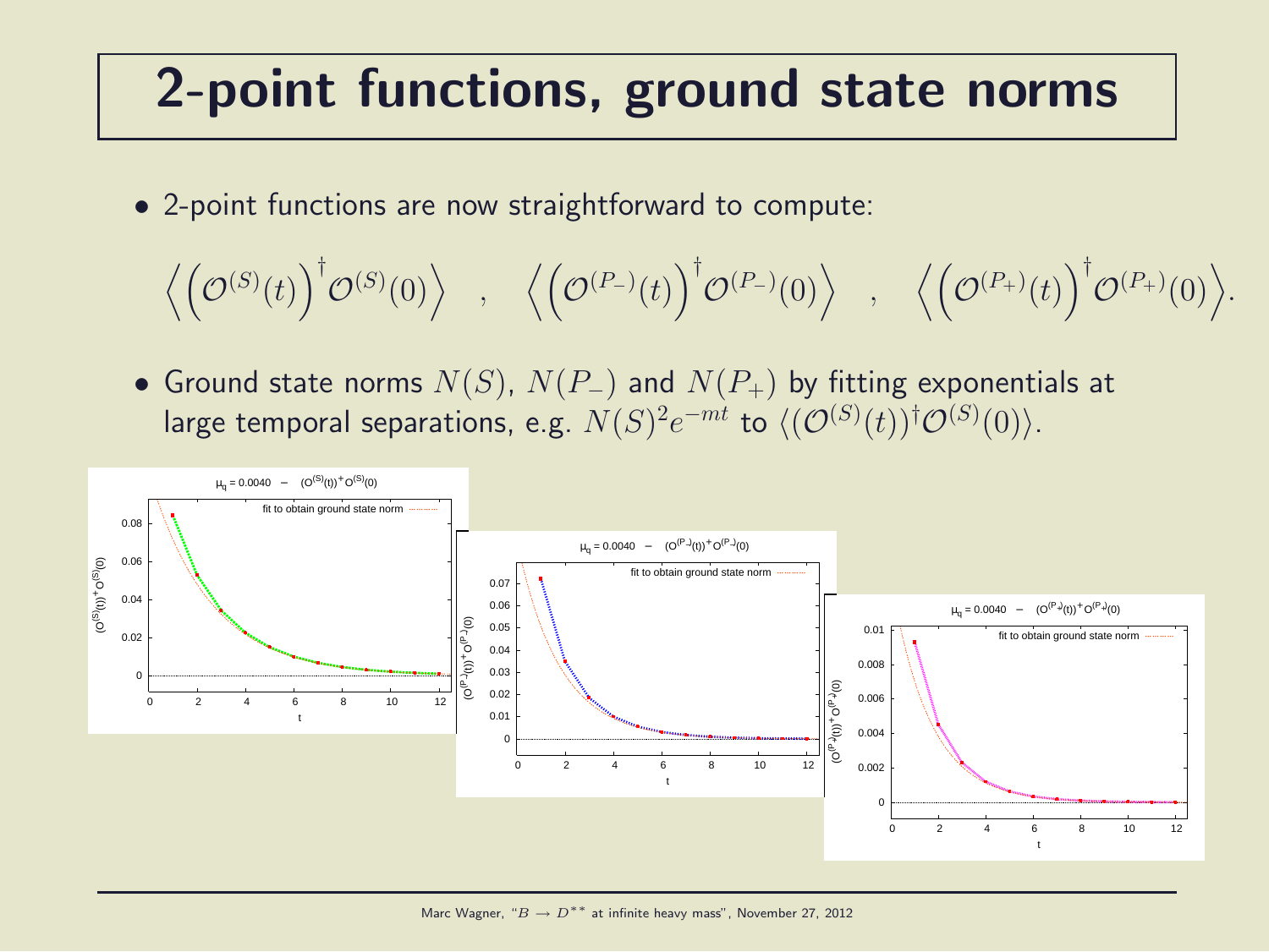# 2-point functions, ground state norms

- 2-point functions are now straightforward to compute:

$$\left\langle \left(\mathcal{O}^{(S)}(t)\right)^{\dagger} \mathcal{O}^{(S)}(0) \right\rangle \quad , \quad \left\langle \left(\mathcal{O}^{(P_-)}(t)\right)^{\dagger} \mathcal{O}^{(P_-)}(0) \right\rangle \quad , \quad \left\langle \left(\mathcal{O}^{(P_+)}(t)\right)^{\dagger} \mathcal{O}^{(P_+)}(0) \right\rangle.$$

- Ground state norms $N(S)$, $N(P_-)$ and $N(P_+)$ by fitting exponentials at large temporal separations, e.g. $N(S)^2 e^{-mt}$ to $\langle(\mathcal{O}^{(S)}(t))^{\dagger}\mathcal{O}^{(S)}(0)\rangle$.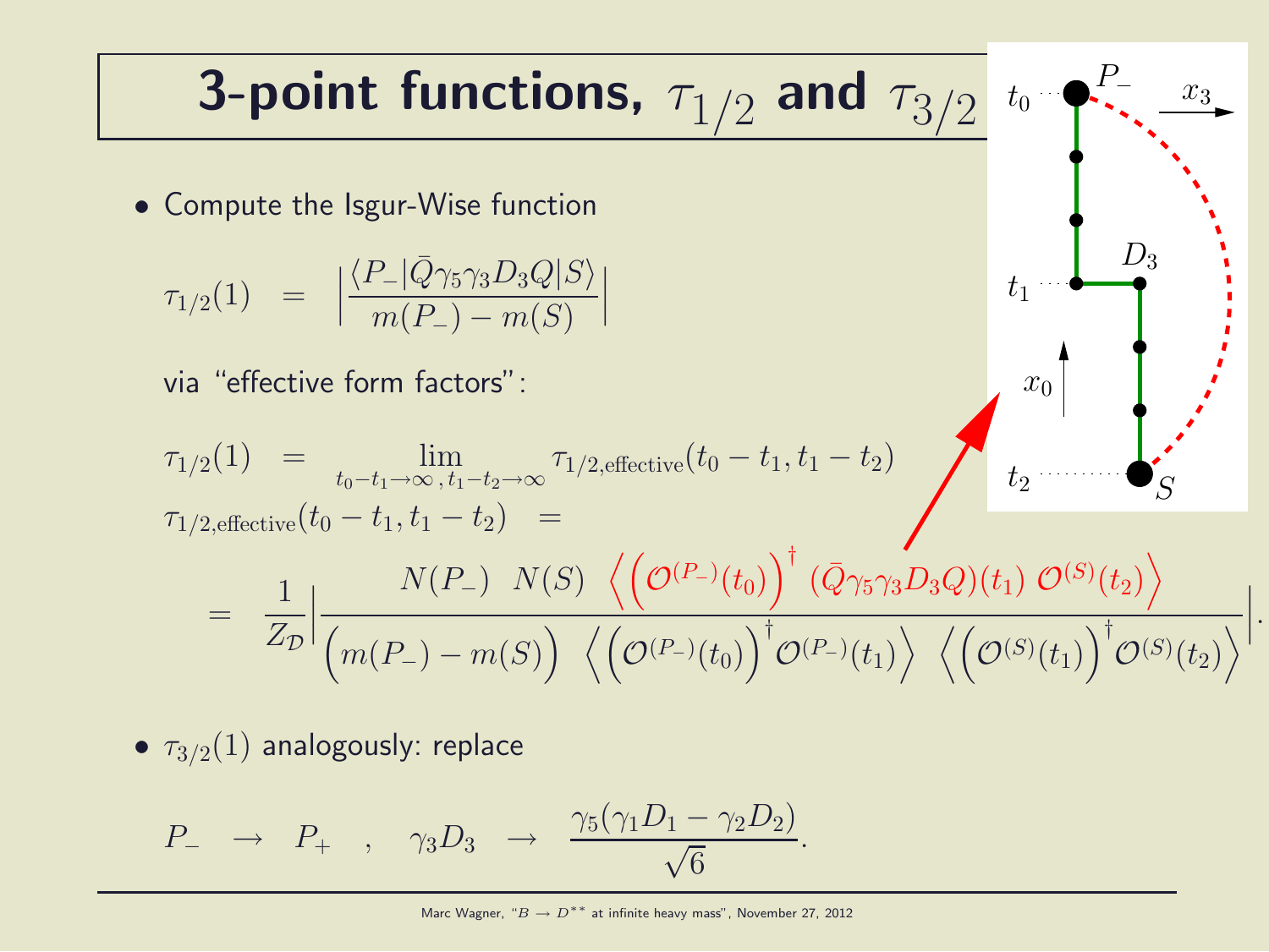# 3-point functions, $\tau_{1/2}$ and $\tau_{3/2}$

- Compute the Isgur-Wise function

$$\tau_{1/2}(1) \quad = \quad \left|\frac{\langle P_- | \bar{Q}\gamma_5\gamma_3 D_3 Q | S\rangle}{m(P_-) - m(S)}\right|$$

via "effective form factors":

$$\tau_{1/2}(1) \quad = \quad \lim_{t_0 - t_1 \rightarrow \infty \, , \, t_1 - t_2 \rightarrow \infty} \tau_{1/2,\textrm{effective}}(t_0 - t_1, t_1 - t_2)$$

$$\tau_{1/2,\textrm{effective}}(t_0 - t_1, t_1 - t_2) \quad =$$

$$= \quad \frac{1}{Z_{\mathcal{D}}}\left|\frac{N(P_-) \;\; N(S) \;\; \left\langle \left(\mathcal{O}^{(P_-)}(t_0)\right)^\dagger \; (\bar{Q}\gamma_5\gamma_3 D_3 Q)(t_1) \; \mathcal{O}^{(S)}(t_2)\right\rangle}{\left(m(P_-) - m(S)\right) \;\; \left\langle \left(\mathcal{O}^{(P_-)}(t_0)\right)^\dagger \mathcal{O}^{(P_-)}(t_1)\right\rangle \;\; \left\langle \left(\mathcal{O}^{(S)}(t_1)\right)^\dagger \mathcal{O}^{(S)}(t_2)\right\rangle}\right|.$$

- $\tau_{3/2}(1)$ analogously: replace

$$P_- \quad \rightarrow \quad P_+ \quad , \quad \gamma_3 D_3 \quad \rightarrow \quad \frac{\gamma_5(\gamma_1 D_1 - \gamma_2 D_2)}{\sqrt{6}}.$$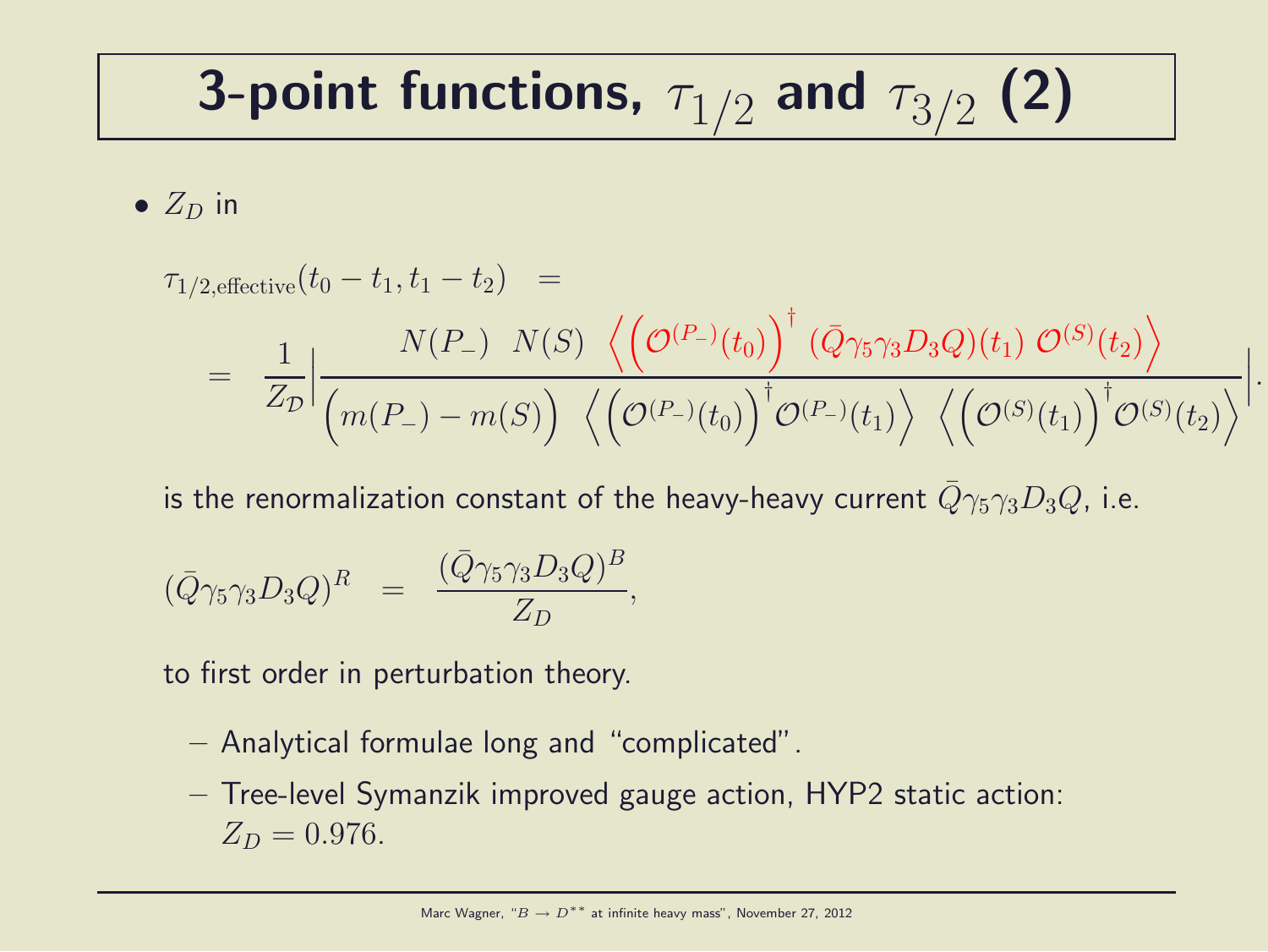# 3-point functions, $\tau_{1/2}$ and $\tau_{3/2}$ (2)

- $Z_D$ in

$$\tau_{1/2,\text{effective}}(t_0 - t_1, t_1 - t_2) \quad = \quad = \quad \frac{1}{Z_{\mathcal{D}}} \left| \frac{N(P_-) \quad N(S) \quad \left\langle \left(\mathcal{O}^{(P_-)}(t_0)\right)^\dagger \; (\bar{Q}\gamma_5\gamma_3 D_3 Q)(t_1) \; \mathcal{O}^{(S)}(t_2) \right\rangle}{\left(m(P_-) - m(S)\right) \quad \left\langle \left(\mathcal{O}^{(P_-)}(t_0)\right)^\dagger \mathcal{O}^{(P_-)}(t_1) \right\rangle \quad \left\langle \left(\mathcal{O}^{(S)}(t_1)\right)^\dagger \mathcal{O}^{(S)}(t_2) \right\rangle} \right| .$$

is the renormalization constant of the heavy-heavy current $\bar{Q}\gamma_5\gamma_3 D_3 Q$, i.e.

$$(\bar{Q}\gamma_5\gamma_3 D_3 Q)^R \quad = \quad \frac{(\bar{Q}\gamma_5\gamma_3 D_3 Q)^B}{Z_D},$$

to first order in perturbation theory.

- Analytical formulae long and "complicated".
- Tree-level Symanzik improved gauge action, HYP2 static action: $Z_D = 0.976$.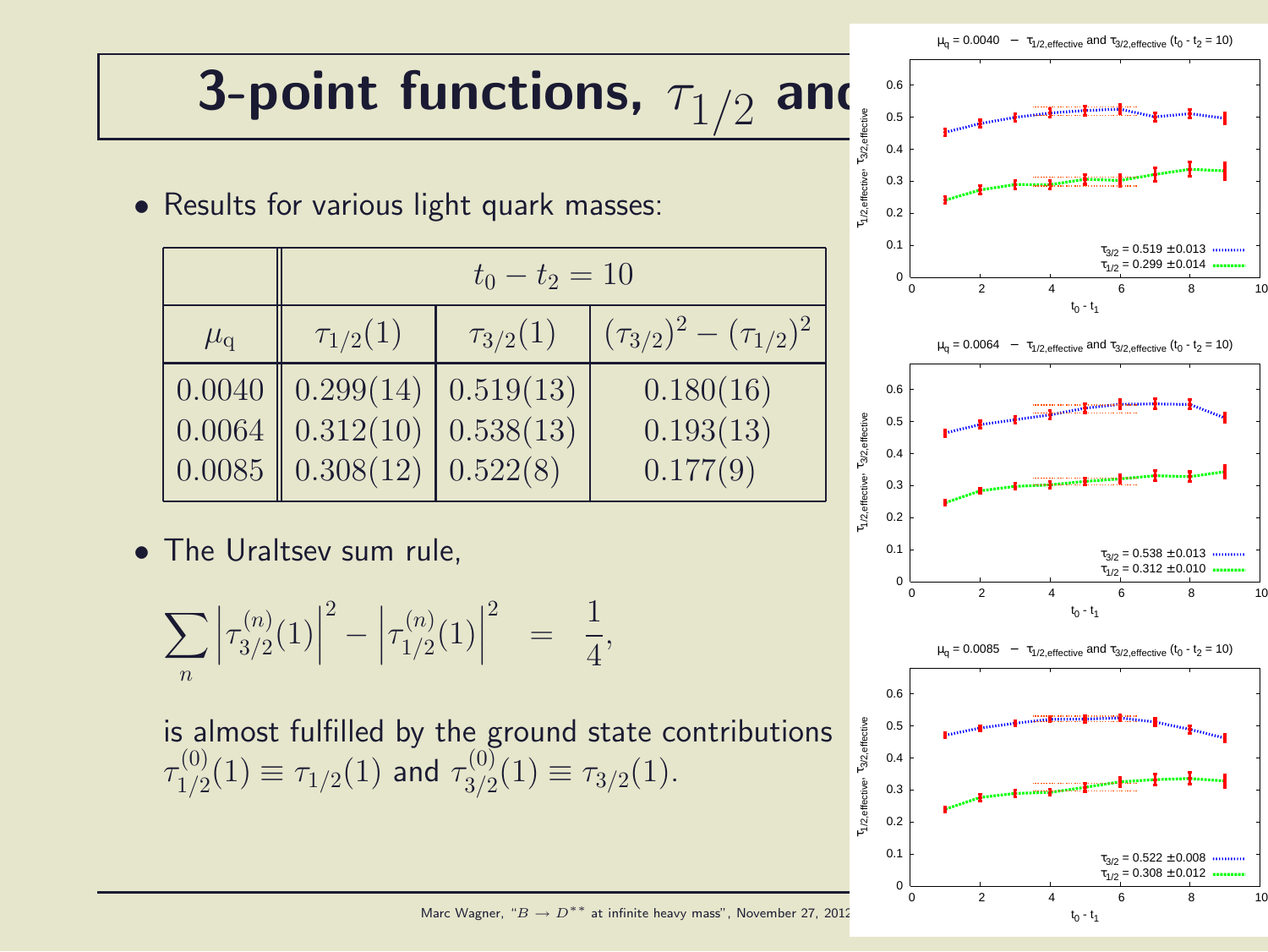# 3-point functions, $\tau_{1/2}$ and

- Results for various light quark masses:

| | $t_0 - t_2 = 10$ | | |
|---|---|---|---|
| $\mu_\mathrm{q}$ | $\tau_{1/2}(1)$ | $\tau_{3/2}(1)$ | $(\tau_{3/2})^2 - (\tau_{1/2})^2$ |
| 0.0040 | 0.299(14) | 0.519(13) | 0.180(16) |
| 0.0064 | 0.312(10) | 0.538(13) | 0.193(13) |
| 0.0085 | 0.308(12) | 0.522(8) | 0.177(9) |

- The Uraltsev sum rule,

$$\sum_n \left|\tau^{(n)}_{3/2}(1)\right|^2 - \left|\tau^{(n)}_{1/2}(1)\right|^2 \quad = \quad \frac{1}{4},$$

  is almost fulfilled by the ground state contributions $\tau^{(0)}_{1/2}(1) \equiv \tau_{1/2}(1)$ and $\tau^{(0)}_{3/2}(1) \equiv \tau_{3/2}(1)$.

$\mu_q = 0.0040$ – $\tau_{1/2,\mathrm{effective}}$ and $\tau_{3/2,\mathrm{effective}}$ ($t_0 - t_2 = 10$)

$\tau_{3/2} = 0.519 \pm 0.013$, $\tau_{1/2} = 0.299 \pm 0.014$

$\mu_q = 0.0064$ – $\tau_{1/2,\mathrm{effective}}$ and $\tau_{3/2,\mathrm{effective}}$ ($t_0 - t_2 = 10$)

$\tau_{3/2} = 0.538 \pm 0.013$, $\tau_{1/2} = 0.312 \pm 0.010$

$\mu_q = 0.0085$ – $\tau_{1/2,\mathrm{effective}}$ and $\tau_{3/2,\mathrm{effective}}$ ($t_0 - t_2 = 10$)

$\tau_{3/2} = 0.522 \pm 0.008$, $\tau_{1/2} = 0.308 \pm 0.012$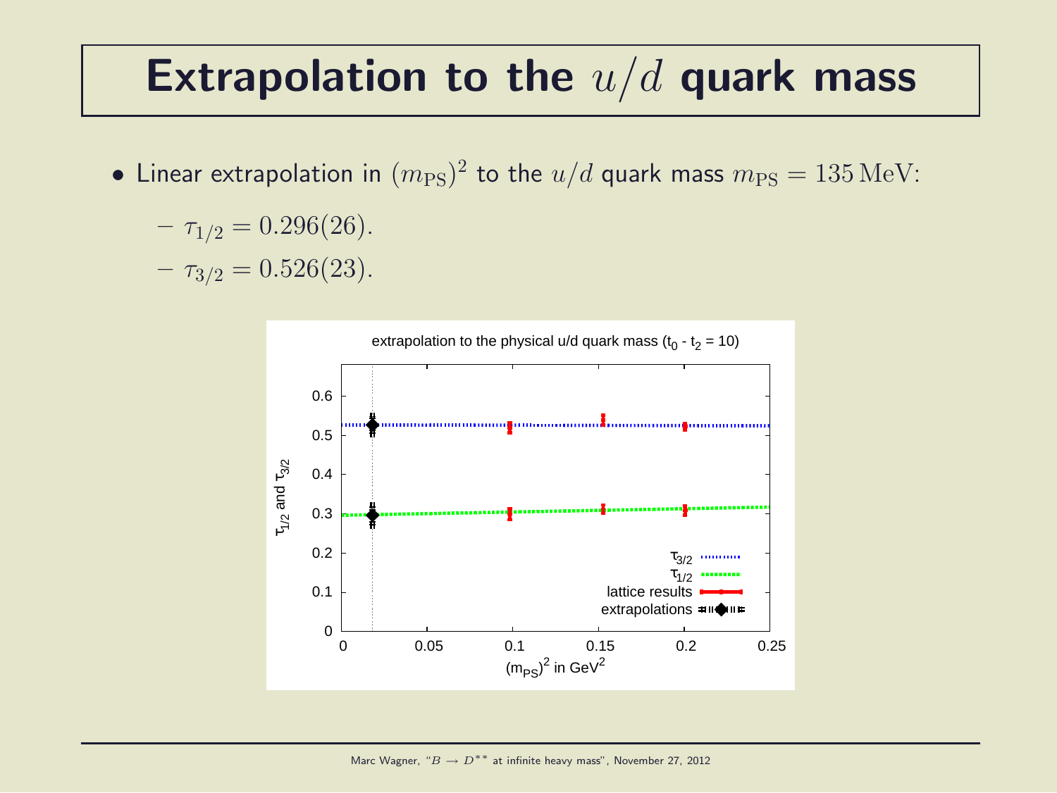# Extrapolation to the $u/d$ quark mass

- Linear extrapolation in $(m_{\text{PS}})^2$ to the $u/d$ quark mass $m_{\text{PS}} = 135\,\text{MeV}$:
  - $\tau_{1/2} = 0.296(26)$.
  - $\tau_{3/2} = 0.526(23)$.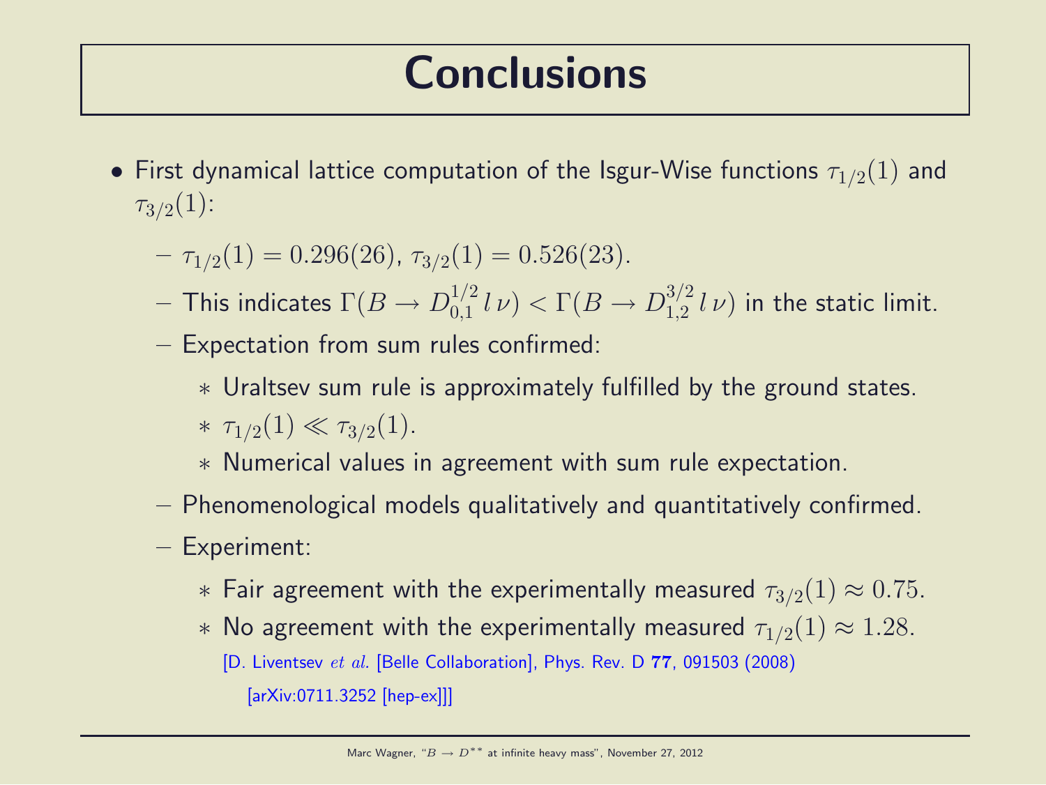# Conclusions

- First dynamical lattice computation of the Isgur-Wise functions $\tau_{1/2}(1)$ and $\tau_{3/2}(1)$:
  - $\tau_{1/2}(1) = 0.296(26)$, $\tau_{3/2}(1) = 0.526(23)$.
  - This indicates $\Gamma(B \rightarrow D_{0,1}^{1/2}\, l\, \nu) < \Gamma(B \rightarrow D_{1,2}^{3/2}\, l\, \nu)$ in the static limit.
  - Expectation from sum rules confirmed:
    - Uraltsev sum rule is approximately fulfilled by the ground states.
    - $\tau_{1/2}(1) \ll \tau_{3/2}(1)$.
    - Numerical values in agreement with sum rule expectation.
  - Phenomenological models qualitatively and quantitatively confirmed.
  - Experiment:
    - Fair agreement with the experimentally measured $\tau_{3/2}(1) \approx 0.75$.
    - No agreement with the experimentally measured $\tau_{1/2}(1) \approx 1.28$.

      [D. Liventsev *et al.* [Belle Collaboration], Phys. Rev. D **77**, 091503 (2008) [arXiv:0711.3252 [hep-ex]]]